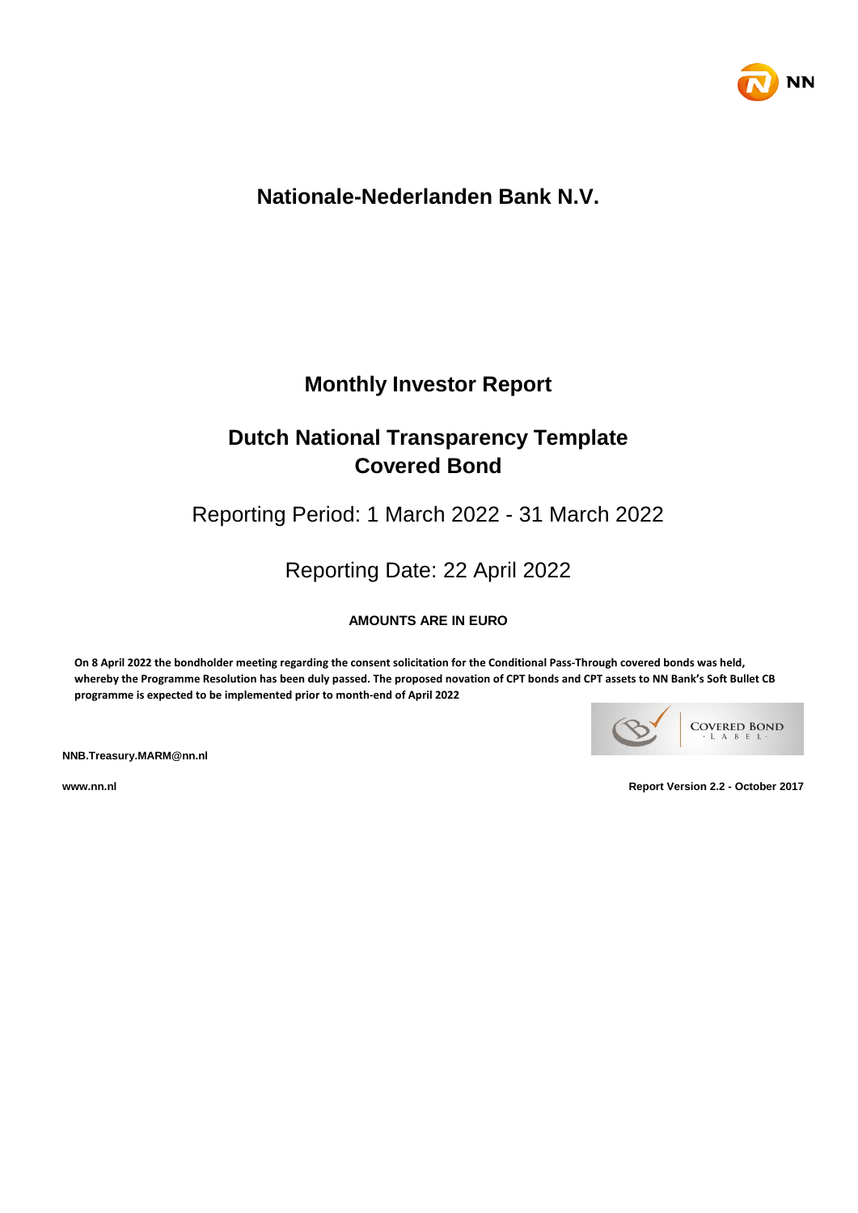# Nationale-Nederlanden Bank N.V.

## Monthly Investor Report

## Dutch National Transparency Template
## Covered Bond

Reporting Period: 1 March 2022 - 31 March 2022

Reporting Date: 22 April 2022

**AMOUNTS ARE IN EURO**

**On 8 April 2022 the bondholder meeting regarding the consent solicitation for the Conditional Pass-Through covered bonds was held, whereby the Programme Resolution has been duly passed. The proposed novation of CPT bonds and CPT assets to NN Bank's Soft Bullet CB programme is expected to be implemented prior to month-end of April 2022**

**NNB.Treasury.MARM@nn.nl**

**www.nn.nl**

**Report Version 2.2 - October 2017**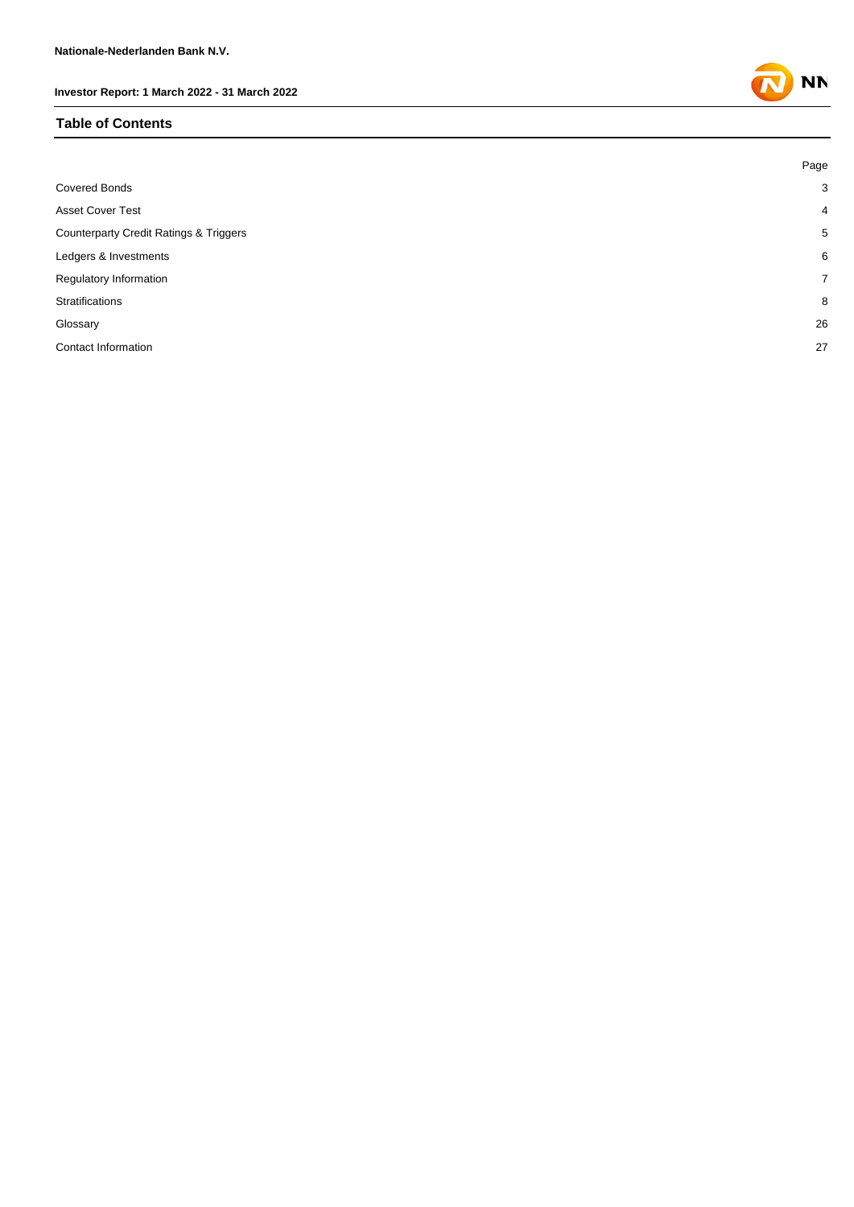Nationale-Nederlanden Bank N.V.

Investor Report: 1 March 2022 - 31 March 2022

## Table of Contents

| | Page |
|---|---|
| Covered Bonds | 3 |
| Asset Cover Test | 4 |
| Counterparty Credit Ratings & Triggers | 5 |
| Ledgers & Investments | 6 |
| Regulatory Information | 7 |
| Stratifications | 8 |
| Glossary | 26 |
| Contact Information | 27 |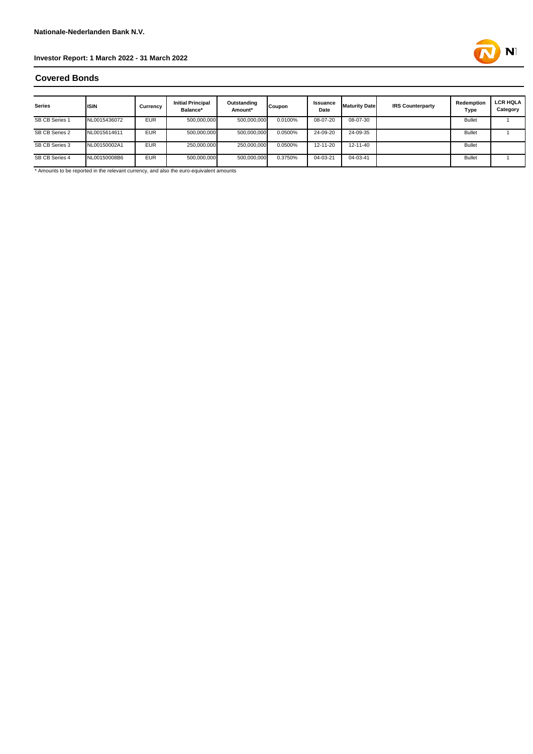**Nationale-Nederlanden Bank N.V.**

**Investor Report: 1 March 2022 - 31 March 2022**

## Covered Bonds

| Series | ISIN | Currency | Initial Principal Balance* | Outstanding Amount* | Coupon | Issuance Date | Maturity Date | IRS Counterparty | Redemption Type | LCR HQLA Category |
|---|---|---|---|---|---|---|---|---|---|---|
| SB CB Series 1 | NL0015436072 | EUR | 500,000,000 | 500,000,000 | 0.0100% | 08-07-20 | 08-07-30 | | Bullet | 1 |
| SB CB Series 2 | NL0015614611 | EUR | 500,000,000 | 500,000,000 | 0.0500% | 24-09-20 | 24-09-35 | | Bullet | 1 |
| SB CB Series 3 | NL00150002A1 | EUR | 250,000,000 | 250,000,000 | 0.0500% | 12-11-20 | 12-11-40 | | Bullet | |
| SB CB Series 4 | NL00150008B6 | EUR | 500,000,000 | 500,000,000 | 0.3750% | 04-03-21 | 04-03-41 | | Bullet | 1 |

\* Amounts to be reported in the relevant currency, and also the euro-equivalent amounts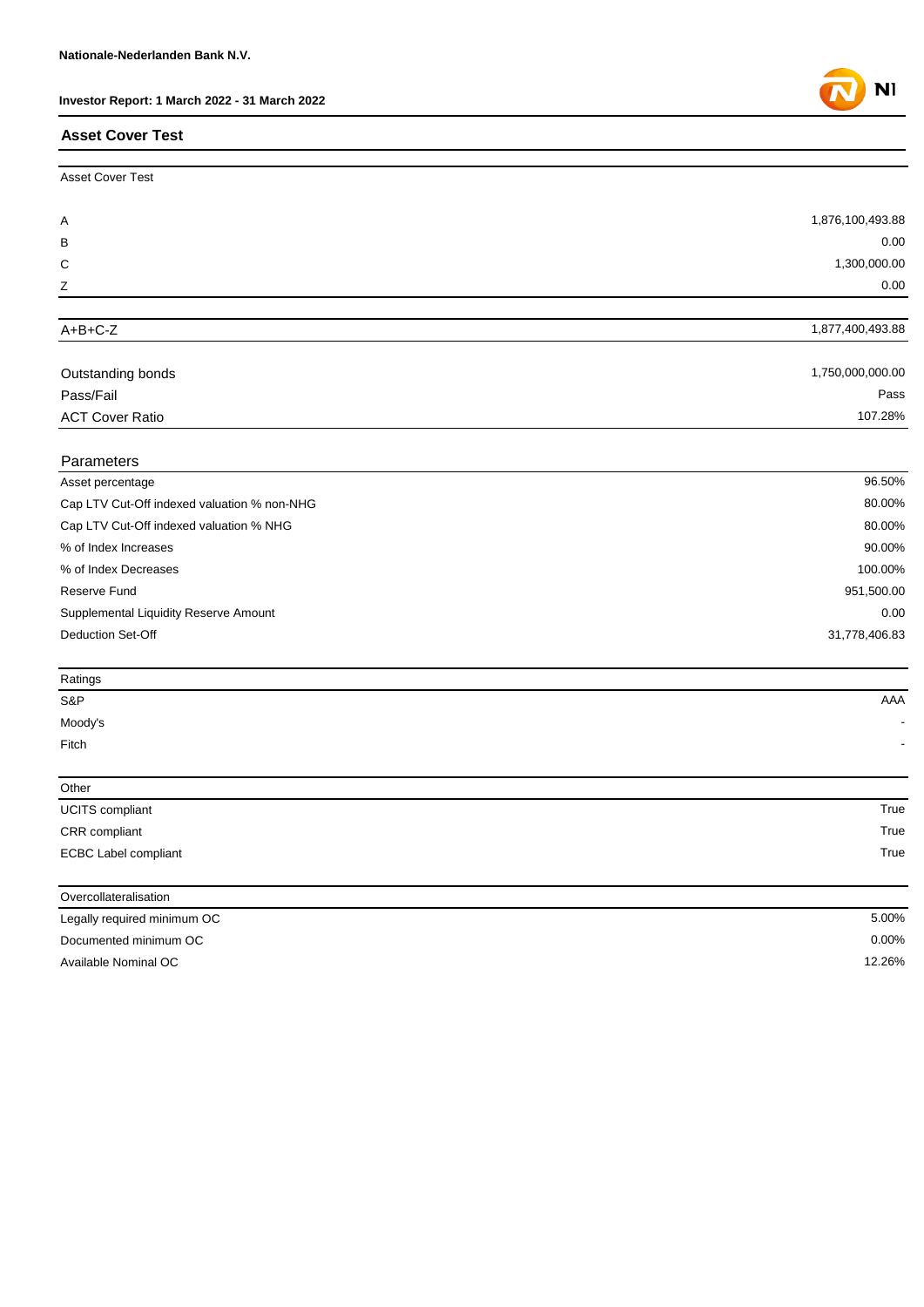## Asset Cover Test

| Asset Cover Test | |
|---|---|
| A | 1,876,100,493.88 |
| B | 0.00 |
| C | 1,300,000.00 |
| Z | 0.00 |
| A+B+C-Z | 1,877,400,493.88 |
| Outstanding bonds | 1,750,000,000.00 |
| Pass/Fail | Pass |
| ACT Cover Ratio | 107.28% |

| Parameters | |
|---|---|
| Asset percentage | 96.50% |
| Cap LTV Cut-Off indexed valuation % non-NHG | 80.00% |
| Cap LTV Cut-Off indexed valuation % NHG | 80.00% |
| % of Index Increases | 90.00% |
| % of Index Decreases | 100.00% |
| Reserve Fund | 951,500.00 |
| Supplemental Liquidity Reserve Amount | 0.00 |
| Deduction Set-Off | 31,778,406.83 |

| Ratings | |
|---|---|
| S&P | AAA |
| Moody's | - |
| Fitch | - |

| Other | |
|---|---|
| UCITS compliant | True |
| CRR compliant | True |
| ECBC Label compliant | True |

| Overcollateralisation | |
|---|---|
| Legally required minimum OC | 5.00% |
| Documented minimum OC | 0.00% |
| Available Nominal OC | 12.26% |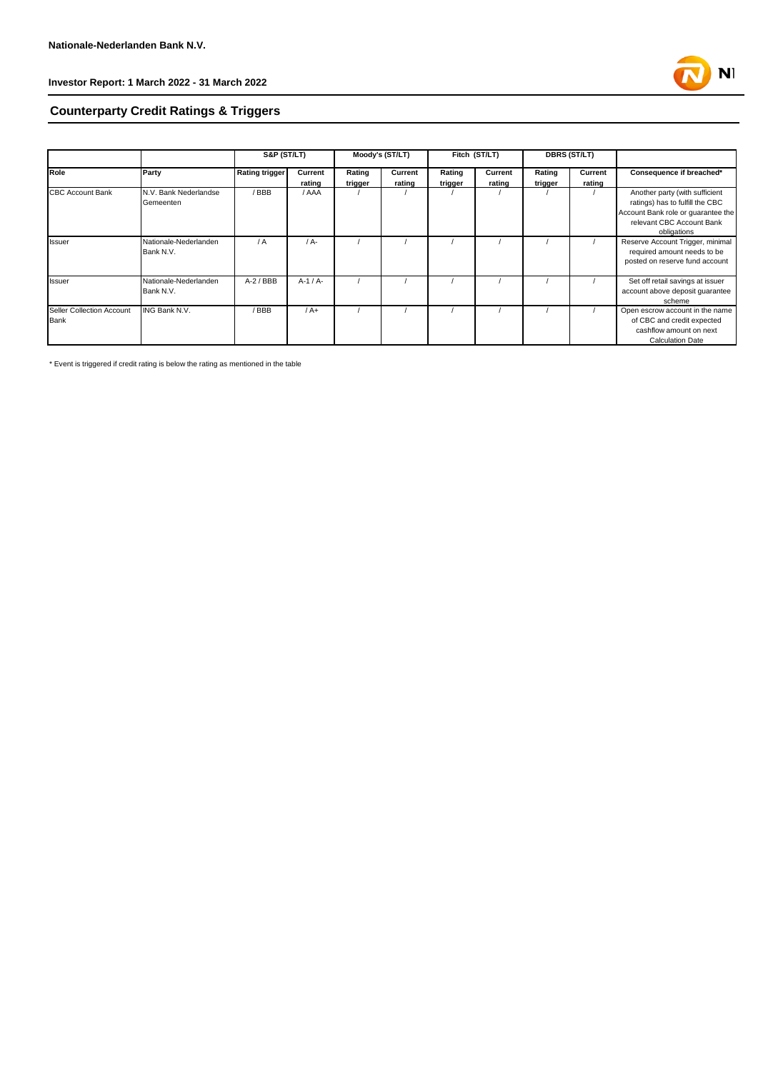## Counterparty Credit Ratings & Triggers

| | | S&P (ST/LT) | | Moody's (ST/LT) | | Fitch (ST/LT) | | DBRS (ST/LT) | | |
|---|---|---|---|---|---|---|---|---|---|---|
| **Role** | **Party** | **Rating trigger** | **Current rating** | **Rating trigger** | **Current rating** | **Rating trigger** | **Current rating** | **Rating trigger** | **Current rating** | **Consequence if breached*** |
| CBC Account Bank | N.V. Bank Nederlandse Gemeenten | / BBB | / AAA | / | / | / | / | / | / | Another party (with sufficient ratings) has to fulfill the CBC Account Bank role or guarantee the relevant CBC Account Bank obligations |
| Issuer | Nationale-Nederlanden Bank N.V. | / A | / A- | / | / | / | / | / | / | Reserve Account Trigger, minimal required amount needs to be posted on reserve fund account |
| Issuer | Nationale-Nederlanden Bank N.V. | A-2 / BBB | A-1 / A- | / | / | / | / | / | / | Set off retail savings at issuer account above deposit guarantee scheme |
| Seller Collection Account Bank | ING Bank N.V. | / BBB | / A+ | / | / | / | / | / | / | Open escrow account in the name of CBC and credit expected cashflow amount on next Calculation Date |

* Event is triggered if credit rating is below the rating as mentioned in the table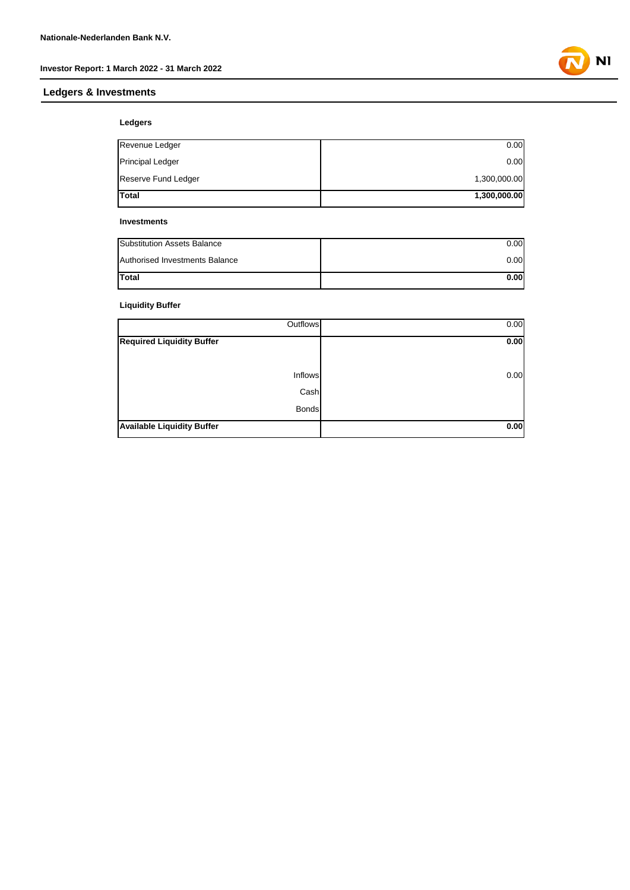## Ledgers & Investments

### Ledgers

| | |
|---|---|
| Revenue Ledger | 0.00 |
| Principal Ledger | 0.00 |
| Reserve Fund Ledger | 1,300,000.00 |
| **Total** | **1,300,000.00** |

### Investments

| | |
|---|---|
| Substitution Assets Balance | 0.00 |
| Authorised Investments Balance | 0.00 |
| **Total** | **0.00** |

### Liquidity Buffer

| | |
|---|---|
| Outflows | 0.00 |
| **Required Liquidity Buffer** | **0.00** |
| | |
| Inflows | 0.00 |
| Cash | |
| Bonds | |
| **Available Liquidity Buffer** | **0.00** |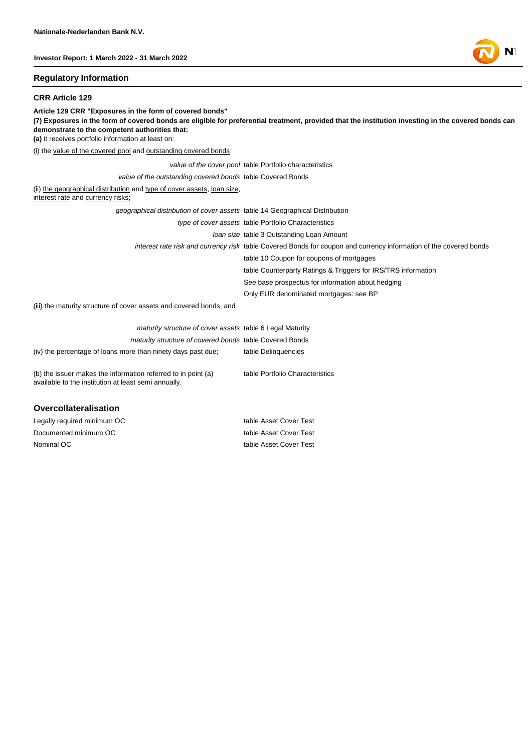## Regulatory Information

### CRR Article 129

**Article 129 CRR "Exposures in the form of covered bonds"**

**(7) Exposures in the form of covered bonds are eligible for preferential treatment, provided that the institution investing in the covered bonds can demonstrate to the competent authorities that:**

**(a)** it receives portfolio information at least on:

(i) the value of the covered pool and outstanding covered bonds;

| | |
|---|---|
| *value of the cover pool* | table Portfolio characteristics |
| *value of the outstanding covered bonds* | table Covered Bonds |

(ii) the geographical distribution and type of cover assets, loan size, interest rate and currency risks;

| | |
|---|---|
| *geographical distribution of cover assets* | table 14 Geographical Distribution |
| *type of cover assets* | table Portfolio Characteristics |
| *loan size* | table 3 Outstanding Loan Amount |
| *interest rate risk and currency risk* | table Covered Bonds for coupon and currency information of the covered bonds |
| | table 10 Coupon for coupons of mortgages |
| | table Counterparty Ratings & Triggers for IRS/TRS information |
| | See base prospectus for information about hedging |
| | Only EUR denominated mortgages: see BP |

(iii) the maturity structure of cover assets and covered bonds; and

| | |
|---|---|
| *maturity structure of cover assets* | table 6 Legal Maturity |
| *maturity structure of covered bonds* | table Covered Bonds |
| (iv) the percentage of loans more than ninety days past due; | table Delinquencies |
| (b) the issuer makes the information referred to in point (a) available to the institution at least semi annually. | table Portfolio Characteristics |

### Overcollateralisation

| | |
|---|---|
| Legally required minimum OC | table Asset Cover Test |
| Documented minimum OC | table Asset Cover Test |
| Nominal OC | table Asset Cover Test |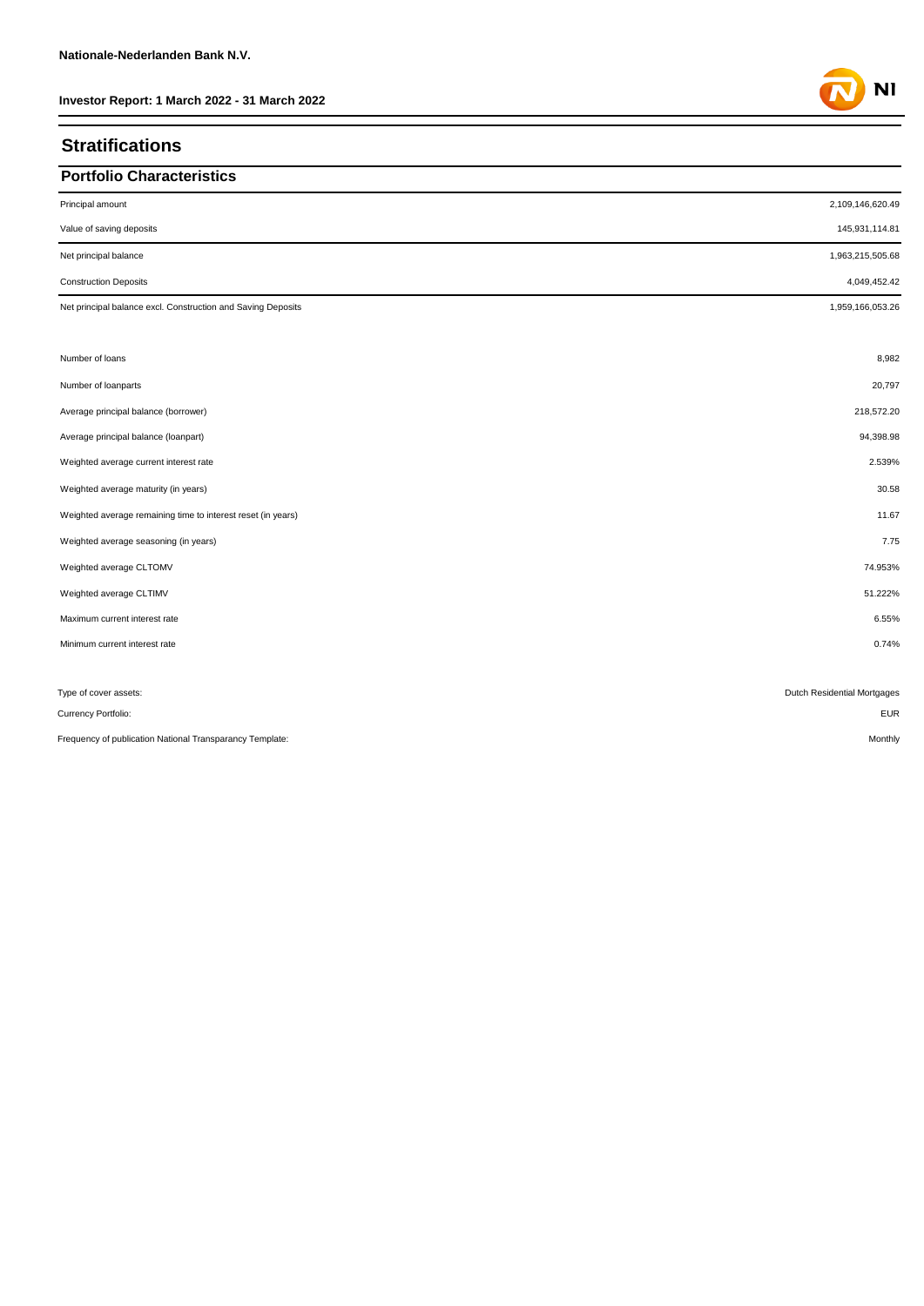# Stratifications

## Portfolio Characteristics

| | |
|---|---|
| Principal amount | 2,109,146,620.49 |
| Value of saving deposits | 145,931,114.81 |
| Net principal balance | 1,963,215,505.68 |
| Construction Deposits | 4,049,452.42 |
| Net principal balance excl. Construction and Saving Deposits | 1,959,166,053.26 |

| | |
|---|---|
| Number of loans | 8,982 |
| Number of loanparts | 20,797 |
| Average principal balance (borrower) | 218,572.20 |
| Average principal balance (loanpart) | 94,398.98 |
| Weighted average current interest rate | 2.539% |
| Weighted average maturity (in years) | 30.58 |
| Weighted average remaining time to interest reset (in years) | 11.67 |
| Weighted average seasoning (in years) | 7.75 |
| Weighted average CLTOMV | 74.953% |
| Weighted average CLTIMV | 51.222% |
| Maximum current interest rate | 6.55% |
| Minimum current interest rate | 0.74% |

| | |
|---|---|
| Type of cover assets: | Dutch Residential Mortgages |
| Currency Portfolio: | EUR |
| Frequency of publication National Transparancy Template: | Monthly |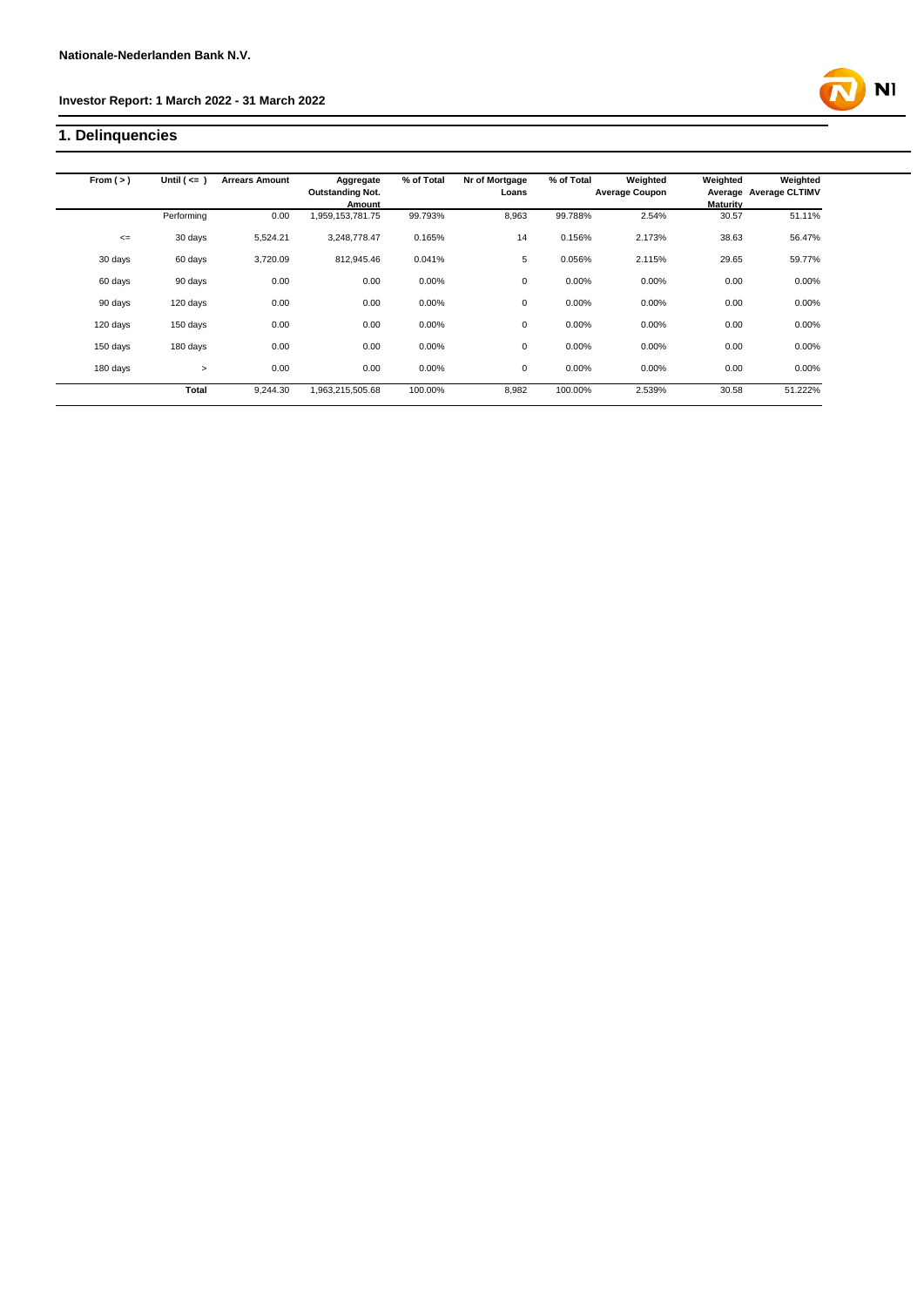Nationale-Nederlanden Bank N.V.

Investor Report: 1 March 2022 - 31 March 2022

## 1. Delinquencies

| From ( > ) | Until ( <= ) | Arrears Amount | Aggregate Outstanding Not. Amount | % of Total | Nr of Mortgage Loans | % of Total | Weighted Average Coupon | Weighted Average Maturity | Weighted Average CLTIMV |
|---|---|---|---|---|---|---|---|---|---|
| | Performing | 0.00 | 1,959,153,781.75 | 99.793% | 8,963 | 99.788% | 2.54% | 30.57 | 51.11% |
| <= | 30 days | 5,524.21 | 3,248,778.47 | 0.165% | 14 | 0.156% | 2.173% | 38.63 | 56.47% |
| 30 days | 60 days | 3,720.09 | 812,945.46 | 0.041% | 5 | 0.056% | 2.115% | 29.65 | 59.77% |
| 60 days | 90 days | 0.00 | 0.00 | 0.00% | 0 | 0.00% | 0.00% | 0.00 | 0.00% |
| 90 days | 120 days | 0.00 | 0.00 | 0.00% | 0 | 0.00% | 0.00% | 0.00 | 0.00% |
| 120 days | 150 days | 0.00 | 0.00 | 0.00% | 0 | 0.00% | 0.00% | 0.00 | 0.00% |
| 150 days | 180 days | 0.00 | 0.00 | 0.00% | 0 | 0.00% | 0.00% | 0.00 | 0.00% |
| 180 days | > | 0.00 | 0.00 | 0.00% | 0 | 0.00% | 0.00% | 0.00 | 0.00% |
| | **Total** | 9,244.30 | 1,963,215,505.68 | 100.00% | 8,982 | 100.00% | 2.539% | 30.58 | 51.222% |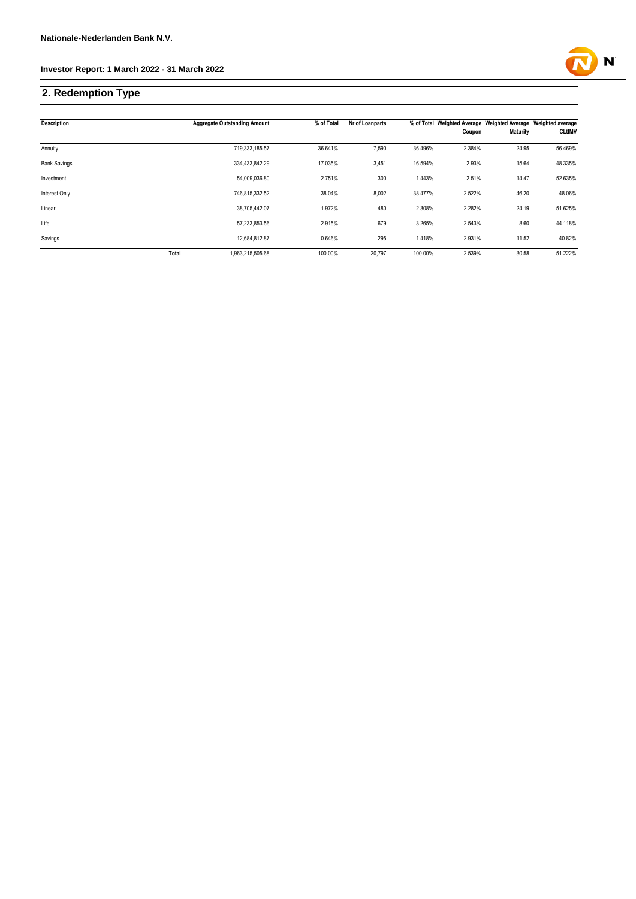## 2. Redemption Type

| Description | | Aggregate Outstanding Amount | % of Total | Nr of Loanparts | % of Total | Weighted Average Coupon | Weighted Average Maturity | Weighted average CLtIMV |
|---|---|---|---|---|---|---|---|---|
| Annuity | | 719,333,185.57 | 36.641% | 7,590 | 36.496% | 2.384% | 24.95 | 56.469% |
| Bank Savings | | 334,433,842.29 | 17.035% | 3,451 | 16.594% | 2.93% | 15.64 | 48.335% |
| Investment | | 54,009,036.80 | 2.751% | 300 | 1.443% | 2.51% | 14.47 | 52.635% |
| Interest Only | | 746,815,332.52 | 38.04% | 8,002 | 38.477% | 2.522% | 46.20 | 48.06% |
| Linear | | 38,705,442.07 | 1.972% | 480 | 2.308% | 2.282% | 24.19 | 51.625% |
| Life | | 57,233,853.56 | 2.915% | 679 | 3.265% | 2.543% | 8.60 | 44.118% |
| Savings | | 12,684,812.87 | 0.646% | 295 | 1.418% | 2.931% | 11.52 | 40.82% |
| | Total | 1,963,215,505.68 | 100.00% | 20,797 | 100.00% | 2.539% | 30.58 | 51.222% |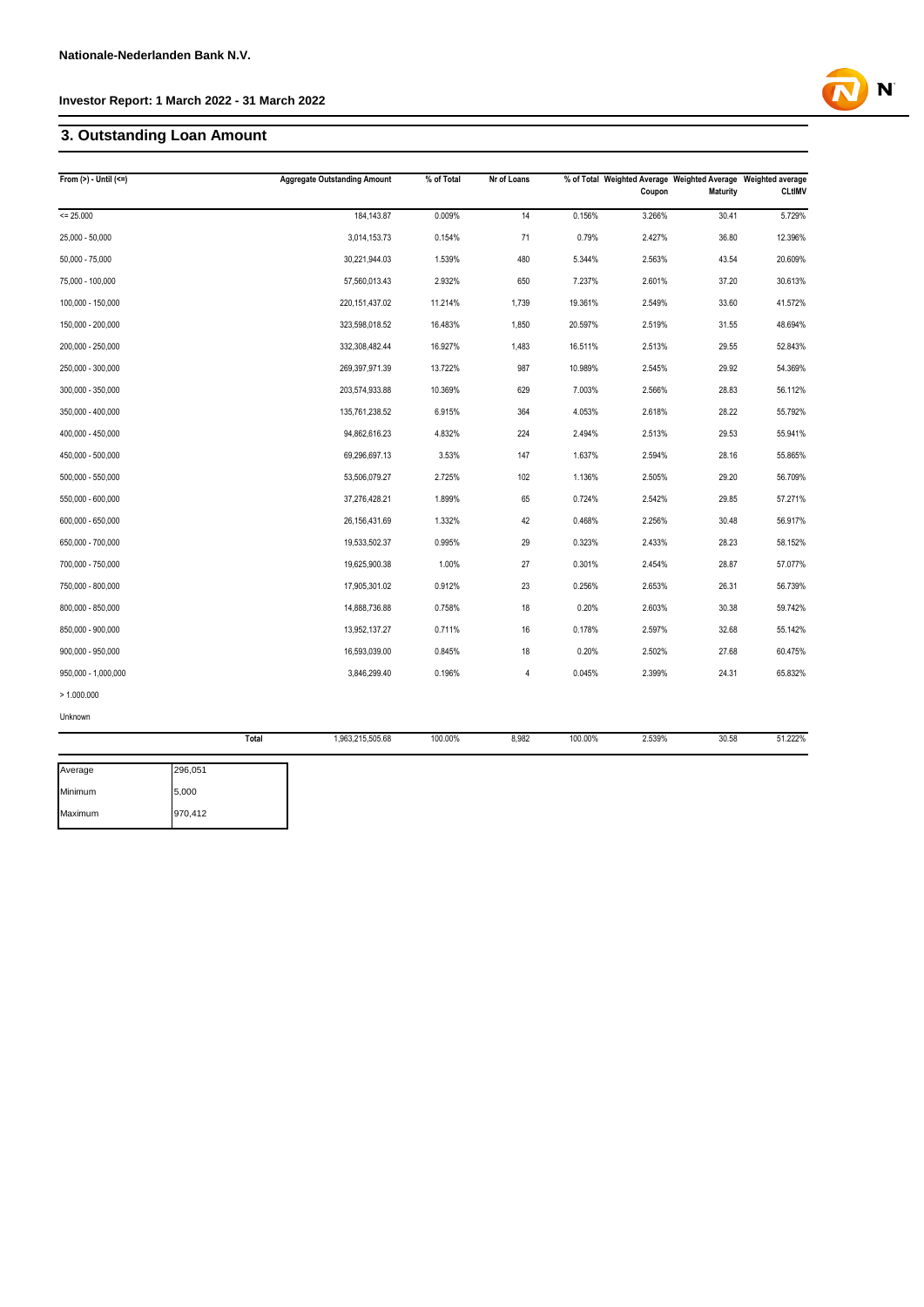**Nationale-Nederlanden Bank N.V.**

**Investor Report: 1 March 2022 - 31 March 2022**

## 3. Outstanding Loan Amount

| From (>) - Until (<=) | Aggregate Outstanding Amount | % of Total | Nr of Loans | % of Total | Weighted Average Coupon | Weighted Average Maturity | Weighted average CLtIMV |
|---|---|---|---|---|---|---|---|
| <= 25.000 | 184,143.87 | 0.009% | 14 | 0.156% | 3.266% | 30.41 | 5.729% |
| 25,000 - 50,000 | 3,014,153.73 | 0.154% | 71 | 0.79% | 2.427% | 36.80 | 12.396% |
| 50,000 - 75,000 | 30,221,944.03 | 1.539% | 480 | 5.344% | 2.563% | 43.54 | 20.609% |
| 75,000 - 100,000 | 57,560,013.43 | 2.932% | 650 | 7.237% | 2.601% | 37.20 | 30.613% |
| 100,000 - 150,000 | 220,151,437.02 | 11.214% | 1,739 | 19.361% | 2.549% | 33.60 | 41.572% |
| 150,000 - 200,000 | 323,598,018.52 | 16.483% | 1,850 | 20.597% | 2.519% | 31.55 | 48.694% |
| 200,000 - 250,000 | 332,308,482.44 | 16.927% | 1,483 | 16.511% | 2.513% | 29.55 | 52.843% |
| 250,000 - 300,000 | 269,397,971.39 | 13.722% | 987 | 10.989% | 2.545% | 29.92 | 54.369% |
| 300,000 - 350,000 | 203,574,933.88 | 10.369% | 629 | 7.003% | 2.566% | 28.83 | 56.112% |
| 350,000 - 400,000 | 135,761,238.52 | 6.915% | 364 | 4.053% | 2.618% | 28.22 | 55.792% |
| 400,000 - 450,000 | 94,862,616.23 | 4.832% | 224 | 2.494% | 2.513% | 29.53 | 55.941% |
| 450,000 - 500,000 | 69,296,697.13 | 3.53% | 147 | 1.637% | 2.594% | 28.16 | 55.865% |
| 500,000 - 550,000 | 53,506,079.27 | 2.725% | 102 | 1.136% | 2.505% | 29.20 | 56.709% |
| 550,000 - 600,000 | 37,276,428.21 | 1.899% | 65 | 0.724% | 2.542% | 29.85 | 57.271% |
| 600,000 - 650,000 | 26,156,431.69 | 1.332% | 42 | 0.468% | 2.256% | 30.48 | 56.917% |
| 650,000 - 700,000 | 19,533,502.37 | 0.995% | 29 | 0.323% | 2.433% | 28.23 | 58.152% |
| 700,000 - 750,000 | 19,625,900.38 | 1.00% | 27 | 0.301% | 2.454% | 28.87 | 57.077% |
| 750,000 - 800,000 | 17,905,301.02 | 0.912% | 23 | 0.256% | 2.653% | 26.31 | 56.739% |
| 800,000 - 850,000 | 14,888,736.88 | 0.758% | 18 | 0.20% | 2.603% | 30.38 | 59.742% |
| 850,000 - 900,000 | 13,952,137.27 | 0.711% | 16 | 0.178% | 2.597% | 32.68 | 55.142% |
| 900,000 - 950,000 | 16,593,039.00 | 0.845% | 18 | 0.20% | 2.502% | 27.68 | 60.475% |
| 950,000 - 1,000,000 | 3,846,299.40 | 0.196% | 4 | 0.045% | 2.399% | 24.31 | 65.832% |
| > 1.000.000 | | | | | | | |
| Unknown | | | | | | | |
| Total | 1,963,215,505.68 | 100.00% | 8,982 | 100.00% | 2.539% | 30.58 | 51.222% |

| | |
|---|---|
| Average | 296,051 |
| Minimum | 5,000 |
| Maximum | 970,412 |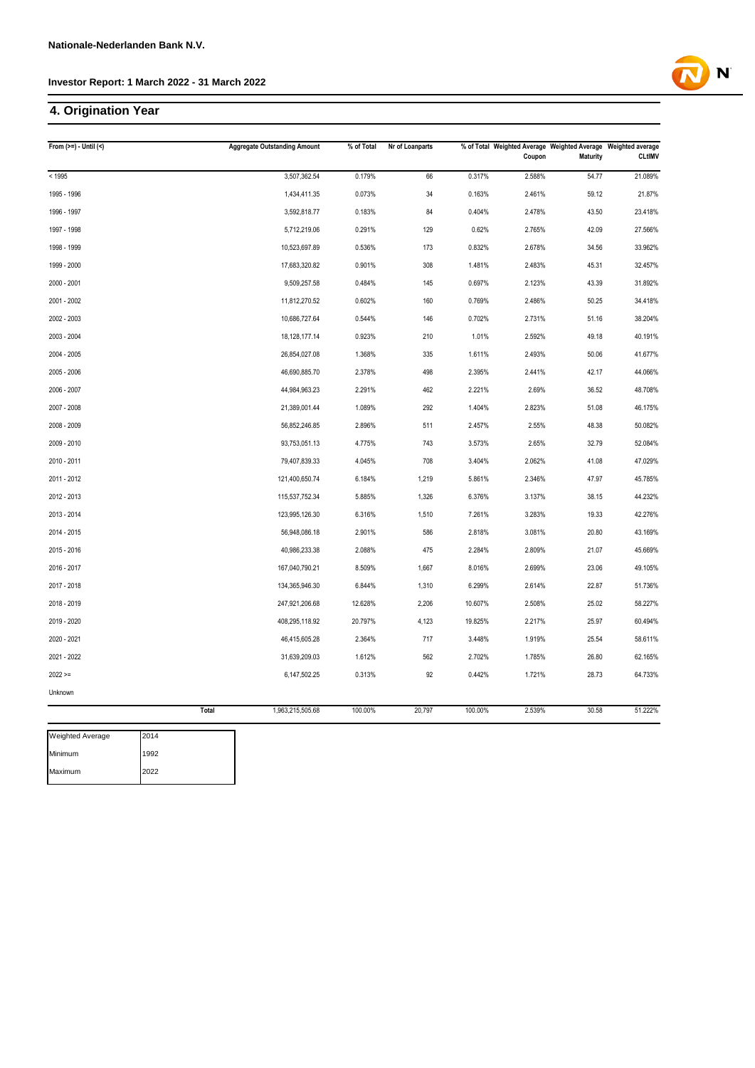## 4. Origination Year

| From (>=) - Until (<) | Aggregate Outstanding Amount | % of Total | Nr of Loanparts | % of Total | Weighted Average Coupon | Weighted Average Maturity | Weighted average CLtIMV |
|---|---|---|---|---|---|---|---|
| < 1995 | 3,507,362.54 | 0.179% | 66 | 0.317% | 2.588% | 54.77 | 21.089% |
| 1995 - 1996 | 1,434,411.35 | 0.073% | 34 | 0.163% | 2.461% | 59.12 | 21.87% |
| 1996 - 1997 | 3,592,818.77 | 0.183% | 84 | 0.404% | 2.478% | 43.50 | 23.418% |
| 1997 - 1998 | 5,712,219.06 | 0.291% | 129 | 0.62% | 2.765% | 42.09 | 27.566% |
| 1998 - 1999 | 10,523,697.89 | 0.536% | 173 | 0.832% | 2.678% | 34.56 | 33.962% |
| 1999 - 2000 | 17,683,320.82 | 0.901% | 308 | 1.481% | 2.483% | 45.31 | 32.457% |
| 2000 - 2001 | 9,509,257.58 | 0.484% | 145 | 0.697% | 2.123% | 43.39 | 31.892% |
| 2001 - 2002 | 11,812,270.52 | 0.602% | 160 | 0.769% | 2.486% | 50.25 | 34.418% |
| 2002 - 2003 | 10,686,727.64 | 0.544% | 146 | 0.702% | 2.731% | 51.16 | 38.204% |
| 2003 - 2004 | 18,128,177.14 | 0.923% | 210 | 1.01% | 2.592% | 49.18 | 40.191% |
| 2004 - 2005 | 26,854,027.08 | 1.368% | 335 | 1.611% | 2.493% | 50.06 | 41.677% |
| 2005 - 2006 | 46,690,885.70 | 2.378% | 498 | 2.395% | 2.441% | 42.17 | 44.066% |
| 2006 - 2007 | 44,984,963.23 | 2.291% | 462 | 2.221% | 2.69% | 36.52 | 48.708% |
| 2007 - 2008 | 21,389,001.44 | 1.089% | 292 | 1.404% | 2.823% | 51.08 | 46.175% |
| 2008 - 2009 | 56,852,246.85 | 2.896% | 511 | 2.457% | 2.55% | 48.38 | 50.082% |
| 2009 - 2010 | 93,753,051.13 | 4.775% | 743 | 3.573% | 2.65% | 32.79 | 52.084% |
| 2010 - 2011 | 79,407,839.33 | 4.045% | 708 | 3.404% | 2.062% | 41.08 | 47.029% |
| 2011 - 2012 | 121,400,650.74 | 6.184% | 1,219 | 5.861% | 2.346% | 47.97 | 45.785% |
| 2012 - 2013 | 115,537,752.34 | 5.885% | 1,326 | 6.376% | 3.137% | 38.15 | 44.232% |
| 2013 - 2014 | 123,995,126.30 | 6.316% | 1,510 | 7.261% | 3.283% | 19.33 | 42.276% |
| 2014 - 2015 | 56,948,086.18 | 2.901% | 586 | 2.818% | 3.081% | 20.80 | 43.169% |
| 2015 - 2016 | 40,986,233.38 | 2.088% | 475 | 2.284% | 2.809% | 21.07 | 45.669% |
| 2016 - 2017 | 167,040,790.21 | 8.509% | 1,667 | 8.016% | 2.699% | 23.06 | 49.105% |
| 2017 - 2018 | 134,365,946.30 | 6.844% | 1,310 | 6.299% | 2.614% | 22.87 | 51.736% |
| 2018 - 2019 | 247,921,206.68 | 12.628% | 2,206 | 10.607% | 2.508% | 25.02 | 58.227% |
| 2019 - 2020 | 408,295,118.92 | 20.797% | 4,123 | 19.825% | 2.217% | 25.97 | 60.494% |
| 2020 - 2021 | 46,415,605.28 | 2.364% | 717 | 3.448% | 1.919% | 25.54 | 58.611% |
| 2021 - 2022 | 31,639,209.03 | 1.612% | 562 | 2.702% | 1.785% | 26.80 | 62.165% |
| 2022 >= | 6,147,502.25 | 0.313% | 92 | 0.442% | 1.721% | 28.73 | 64.733% |
| Unknown | | | | | | | |
| **Total** | 1,963,215,505.68 | 100.00% | 20,797 | 100.00% | 2.539% | 30.58 | 51.222% |

| Weighted Average | 2014 |
|---|---|
| Minimum | 1992 |
| Maximum | 2022 |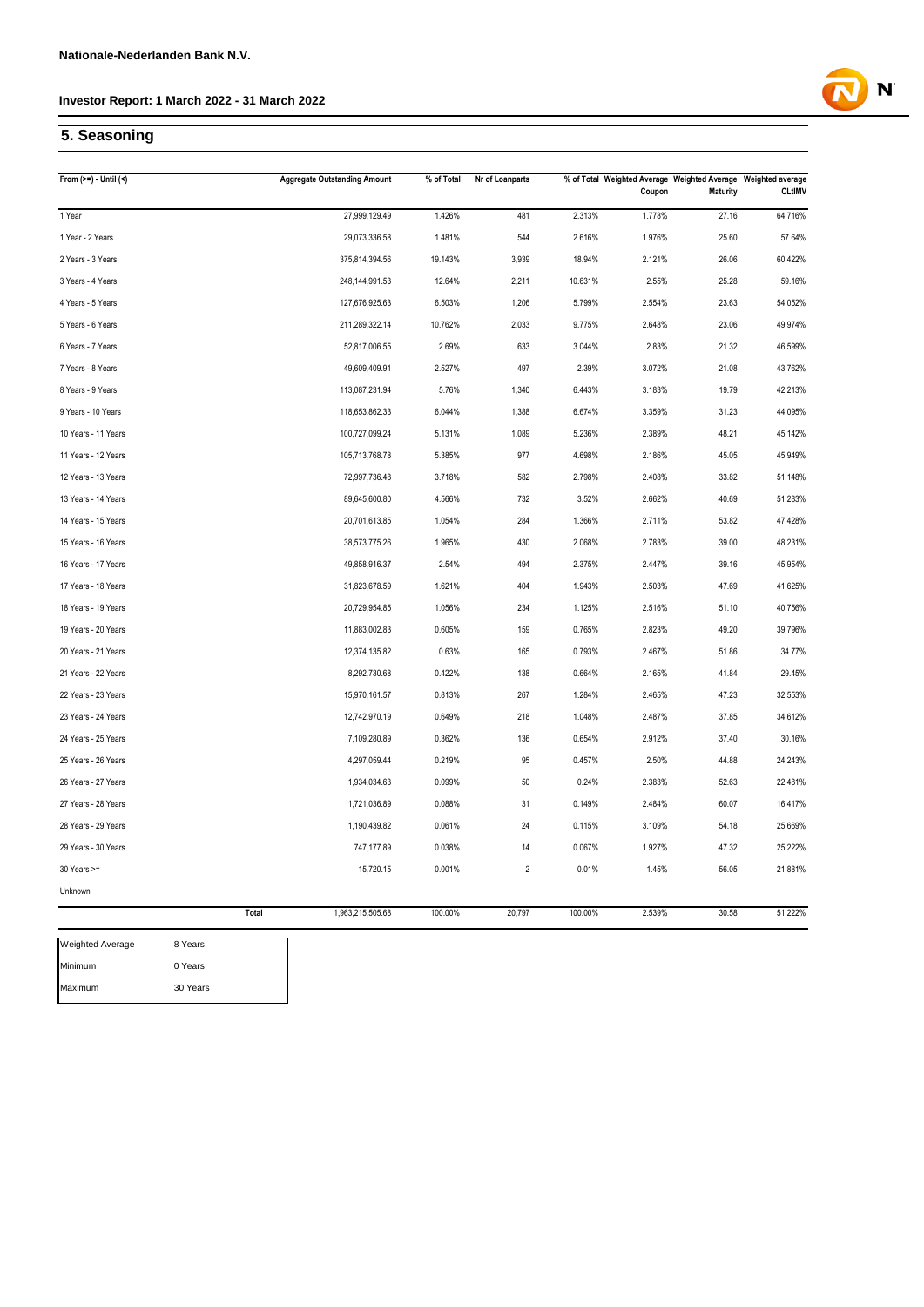## 5. Seasoning

| From (>=) - Until (<) | Aggregate Outstanding Amount | % of Total | Nr of Loanparts | % of Total | Weighted Average Coupon | Weighted Average Maturity | Weighted average CLtIMV |
|---|---|---|---|---|---|---|---|
| 1 Year | 27,999,129.49 | 1.426% | 481 | 2.313% | 1.778% | 27.16 | 64.716% |
| 1 Year - 2 Years | 29,073,336.58 | 1.481% | 544 | 2.616% | 1.976% | 25.60 | 57.64% |
| 2 Years - 3 Years | 375,814,394.56 | 19.143% | 3,939 | 18.94% | 2.121% | 26.06 | 60.422% |
| 3 Years - 4 Years | 248,144,991.53 | 12.64% | 2,211 | 10.631% | 2.55% | 25.28 | 59.16% |
| 4 Years - 5 Years | 127,676,925.63 | 6.503% | 1,206 | 5.799% | 2.554% | 23.63 | 54.052% |
| 5 Years - 6 Years | 211,289,322.14 | 10.762% | 2,033 | 9.775% | 2.648% | 23.06 | 49.974% |
| 6 Years - 7 Years | 52,817,006.55 | 2.69% | 633 | 3.044% | 2.83% | 21.32 | 46.599% |
| 7 Years - 8 Years | 49,609,409.91 | 2.527% | 497 | 2.39% | 3.072% | 21.08 | 43.762% |
| 8 Years - 9 Years | 113,087,231.94 | 5.76% | 1,340 | 6.443% | 3.183% | 19.79 | 42.213% |
| 9 Years - 10 Years | 118,653,862.33 | 6.044% | 1,388 | 6.674% | 3.359% | 31.23 | 44.095% |
| 10 Years - 11 Years | 100,727,099.24 | 5.131% | 1,089 | 5.236% | 2.389% | 48.21 | 45.142% |
| 11 Years - 12 Years | 105,713,768.78 | 5.385% | 977 | 4.698% | 2.186% | 45.05 | 45.949% |
| 12 Years - 13 Years | 72,997,736.48 | 3.718% | 582 | 2.798% | 2.408% | 33.82 | 51.148% |
| 13 Years - 14 Years | 89,645,600.80 | 4.566% | 732 | 3.52% | 2.662% | 40.69 | 51.283% |
| 14 Years - 15 Years | 20,701,613.85 | 1.054% | 284 | 1.366% | 2.711% | 53.82 | 47.428% |
| 15 Years - 16 Years | 38,573,775.26 | 1.965% | 430 | 2.068% | 2.783% | 39.00 | 48.231% |
| 16 Years - 17 Years | 49,858,916.37 | 2.54% | 494 | 2.375% | 2.447% | 39.16 | 45.954% |
| 17 Years - 18 Years | 31,823,678.59 | 1.621% | 404 | 1.943% | 2.503% | 47.69 | 41.625% |
| 18 Years - 19 Years | 20,729,954.85 | 1.056% | 234 | 1.125% | 2.516% | 51.10 | 40.756% |
| 19 Years - 20 Years | 11,883,002.83 | 0.605% | 159 | 0.765% | 2.823% | 49.20 | 39.796% |
| 20 Years - 21 Years | 12,374,135.82 | 0.63% | 165 | 0.793% | 2.467% | 51.86 | 34.77% |
| 21 Years - 22 Years | 8,292,730.68 | 0.422% | 138 | 0.664% | 2.165% | 41.84 | 29.45% |
| 22 Years - 23 Years | 15,970,161.57 | 0.813% | 267 | 1.284% | 2.465% | 47.23 | 32.553% |
| 23 Years - 24 Years | 12,742,970.19 | 0.649% | 218 | 1.048% | 2.487% | 37.85 | 34.612% |
| 24 Years - 25 Years | 7,109,280.89 | 0.362% | 136 | 0.654% | 2.912% | 37.40 | 30.16% |
| 25 Years - 26 Years | 4,297,059.44 | 0.219% | 95 | 0.457% | 2.50% | 44.88 | 24.243% |
| 26 Years - 27 Years | 1,934,034.63 | 0.099% | 50 | 0.24% | 2.383% | 52.63 | 22.481% |
| 27 Years - 28 Years | 1,721,036.89 | 0.088% | 31 | 0.149% | 2.484% | 60.07 | 16.417% |
| 28 Years - 29 Years | 1,190,439.82 | 0.061% | 24 | 0.115% | 3.109% | 54.18 | 25.669% |
| 29 Years - 30 Years | 747,177.89 | 0.038% | 14 | 0.067% | 1.927% | 47.32 | 25.222% |
| 30 Years >= | 15,720.15 | 0.001% | 2 | 0.01% | 1.45% | 56.05 | 21.881% |
| Unknown | | | | | | | |
| Total | 1,963,215,505.68 | 100.00% | 20,797 | 100.00% | 2.539% | 30.58 | 51.222% |

| | |
|---|---|
| Weighted Average | 8 Years |
| Minimum | 0 Years |
| Maximum | 30 Years |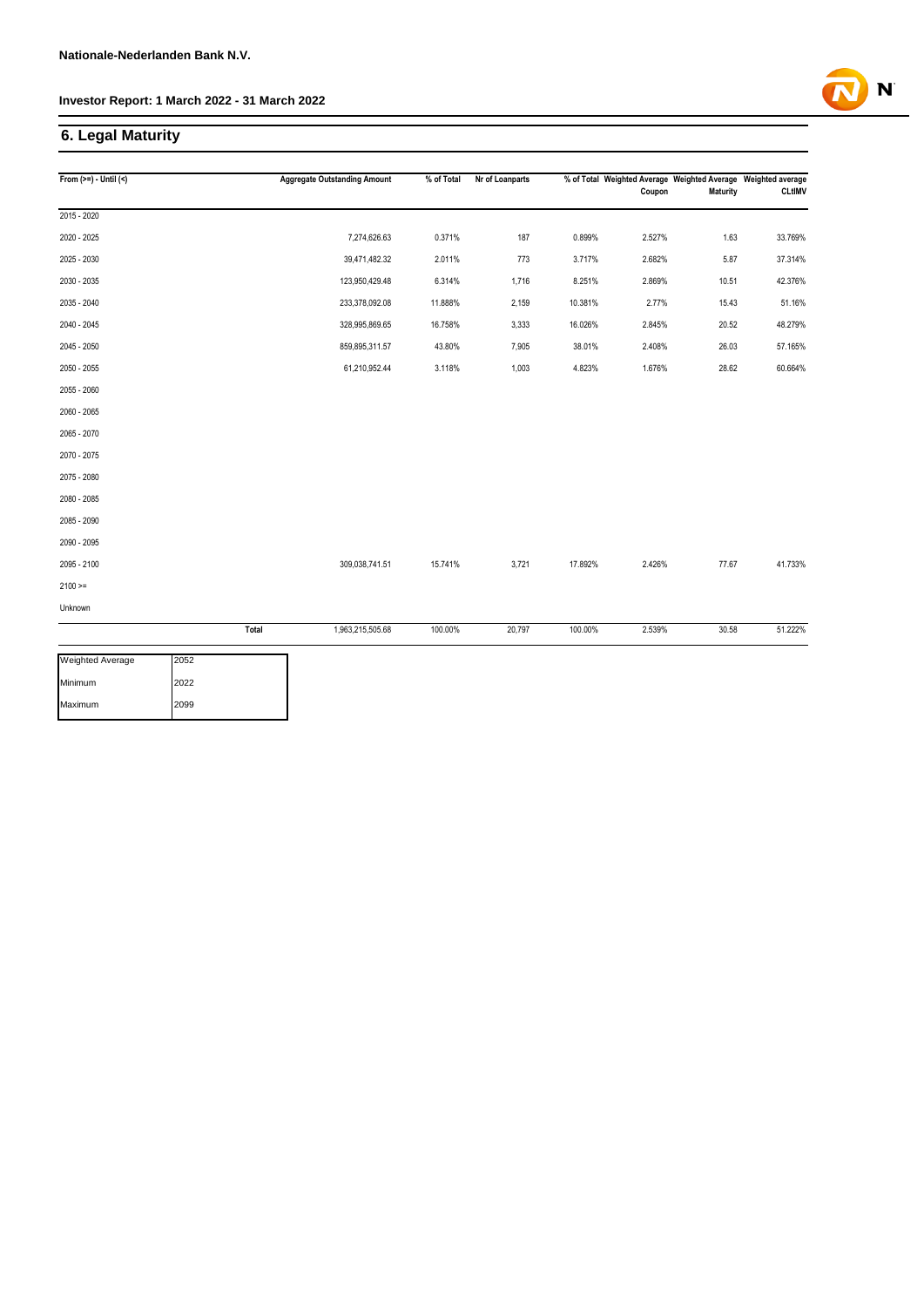## 6. Legal Maturity

| From (>=) - Until (<) | | Aggregate Outstanding Amount | % of Total | Nr of Loanparts | % of Total | Weighted Average Coupon | Weighted Average Maturity | Weighted average CLtIMV |
|---|---|---|---|---|---|---|---|---|
| 2015 - 2020 | | | | | | | | |
| 2020 - 2025 | | 7,274,626.63 | 0.371% | 187 | 0.899% | 2.527% | 1.63 | 33.769% |
| 2025 - 2030 | | 39,471,482.32 | 2.011% | 773 | 3.717% | 2.682% | 5.87 | 37.314% |
| 2030 - 2035 | | 123,950,429.48 | 6.314% | 1,716 | 8.251% | 2.869% | 10.51 | 42.376% |
| 2035 - 2040 | | 233,378,092.08 | 11.888% | 2,159 | 10.381% | 2.77% | 15.43 | 51.16% |
| 2040 - 2045 | | 328,995,869.65 | 16.758% | 3,333 | 16.026% | 2.845% | 20.52 | 48.279% |
| 2045 - 2050 | | 859,895,311.57 | 43.80% | 7,905 | 38.01% | 2.408% | 26.03 | 57.165% |
| 2050 - 2055 | | 61,210,952.44 | 3.118% | 1,003 | 4.823% | 1.676% | 28.62 | 60.664% |
| 2055 - 2060 | | | | | | | | |
| 2060 - 2065 | | | | | | | | |
| 2065 - 2070 | | | | | | | | |
| 2070 - 2075 | | | | | | | | |
| 2075 - 2080 | | | | | | | | |
| 2080 - 2085 | | | | | | | | |
| 2085 - 2090 | | | | | | | | |
| 2090 - 2095 | | | | | | | | |
| 2095 - 2100 | | 309,038,741.51 | 15.741% | 3,721 | 17.892% | 2.426% | 77.67 | 41.733% |
| 2100 >= | | | | | | | | |
| Unknown | | | | | | | | |
| | Total | 1,963,215,505.68 | 100.00% | 20,797 | 100.00% | 2.539% | 30.58 | 51.222% |

| | |
|---|---|
| Weighted Average | 2052 |
| Minimum | 2022 |
| Maximum | 2099 |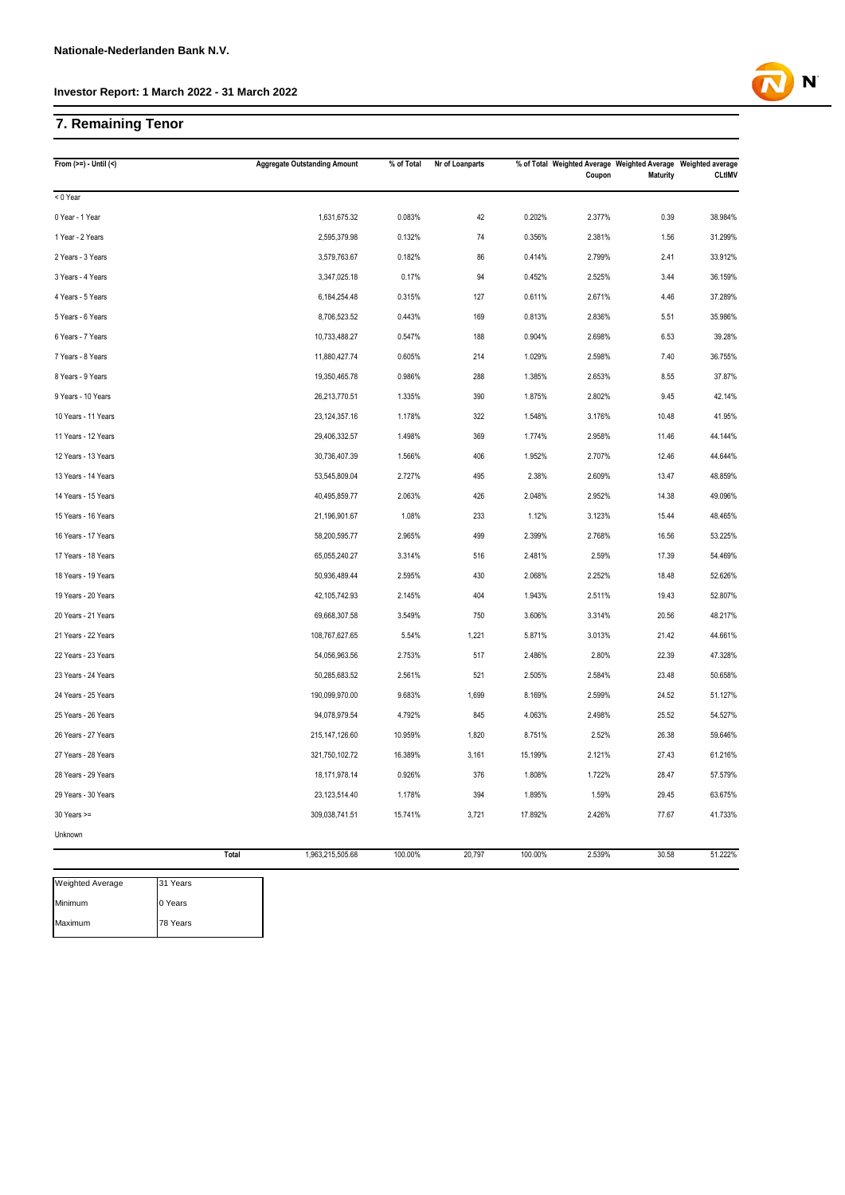Nationale-Nederlanden Bank N.V.

**Investor Report: 1 March 2022 - 31 March 2022**

## 7. Remaining Tenor

| From (>=) - Until (<) | Aggregate Outstanding Amount | % of Total | Nr of Loanparts | % of Total | Weighted Average Coupon | Weighted Average Maturity | Weighted average CLtIMV |
|---|---|---|---|---|---|---|---|
| < 0 Year | | | | | | | |
| 0 Year - 1 Year | 1,631,675.32 | 0.083% | 42 | 0.202% | 2.377% | 0.39 | 38.984% |
| 1 Year - 2 Years | 2,595,379.98 | 0.132% | 74 | 0.356% | 2.381% | 1.56 | 31.299% |
| 2 Years - 3 Years | 3,579,763.67 | 0.182% | 86 | 0.414% | 2.799% | 2.41 | 33.912% |
| 3 Years - 4 Years | 3,347,025.18 | 0.17% | 94 | 0.452% | 2.525% | 3.44 | 36.159% |
| 4 Years - 5 Years | 6,184,254.48 | 0.315% | 127 | 0.611% | 2.671% | 4.46 | 37.289% |
| 5 Years - 6 Years | 8,706,523.52 | 0.443% | 169 | 0.813% | 2.836% | 5.51 | 35.986% |
| 6 Years - 7 Years | 10,733,488.27 | 0.547% | 188 | 0.904% | 2.698% | 6.53 | 39.28% |
| 7 Years - 8 Years | 11,880,427.74 | 0.605% | 214 | 1.029% | 2.598% | 7.40 | 36.755% |
| 8 Years - 9 Years | 19,350,465.78 | 0.986% | 288 | 1.385% | 2.653% | 8.55 | 37.87% |
| 9 Years - 10 Years | 26,213,770.51 | 1.335% | 390 | 1.875% | 2.802% | 9.45 | 42.14% |
| 10 Years - 11 Years | 23,124,357.16 | 1.178% | 322 | 1.548% | 3.176% | 10.48 | 41.95% |
| 11 Years - 12 Years | 29,406,332.57 | 1.498% | 369 | 1.774% | 2.958% | 11.46 | 44.144% |
| 12 Years - 13 Years | 30,736,407.39 | 1.566% | 406 | 1.952% | 2.707% | 12.46 | 44.644% |
| 13 Years - 14 Years | 53,545,809.04 | 2.727% | 495 | 2.38% | 2.609% | 13.47 | 48.859% |
| 14 Years - 15 Years | 40,495,859.77 | 2.063% | 426 | 2.048% | 2.952% | 14.38 | 49.096% |
| 15 Years - 16 Years | 21,196,901.67 | 1.08% | 233 | 1.12% | 3.123% | 15.44 | 48.465% |
| 16 Years - 17 Years | 58,200,595.77 | 2.965% | 499 | 2.399% | 2.768% | 16.56 | 53.225% |
| 17 Years - 18 Years | 65,055,240.27 | 3.314% | 516 | 2.481% | 2.59% | 17.39 | 54.469% |
| 18 Years - 19 Years | 50,936,489.44 | 2.595% | 430 | 2.068% | 2.252% | 18.48 | 52.626% |
| 19 Years - 20 Years | 42,105,742.93 | 2.145% | 404 | 1.943% | 2.511% | 19.43 | 52.807% |
| 20 Years - 21 Years | 69,668,307.58 | 3.549% | 750 | 3.606% | 3.314% | 20.56 | 48.217% |
| 21 Years - 22 Years | 108,767,627.65 | 5.54% | 1,221 | 5.871% | 3.013% | 21.42 | 44.661% |
| 22 Years - 23 Years | 54,056,963.56 | 2.753% | 517 | 2.486% | 2.80% | 22.39 | 47.328% |
| 23 Years - 24 Years | 50,285,683.52 | 2.561% | 521 | 2.505% | 2.584% | 23.48 | 50.658% |
| 24 Years - 25 Years | 190,099,970.00 | 9.683% | 1,699 | 8.169% | 2.599% | 24.52 | 51.127% |
| 25 Years - 26 Years | 94,078,979.54 | 4.792% | 845 | 4.063% | 2.498% | 25.52 | 54.527% |
| 26 Years - 27 Years | 215,147,126.60 | 10.959% | 1,820 | 8.751% | 2.52% | 26.38 | 59.646% |
| 27 Years - 28 Years | 321,750,102.72 | 16.389% | 3,161 | 15.199% | 2.121% | 27.43 | 61.216% |
| 28 Years - 29 Years | 18,171,978.14 | 0.926% | 376 | 1.808% | 1.722% | 28.47 | 57.579% |
| 29 Years - 30 Years | 23,123,514.40 | 1.178% | 394 | 1.895% | 1.59% | 29.45 | 63.675% |
| 30 Years >= | 309,038,741.51 | 15.741% | 3,721 | 17.892% | 2.426% | 77.67 | 41.733% |
| Unknown | | | | | | | |
| Total | 1,963,215,505.68 | 100.00% | 20,797 | 100.00% | 2.539% | 30.58 | 51.222% |

| Weighted Average | 31 Years |
|---|---|
| Minimum | 0 Years |
| Maximum | 78 Years |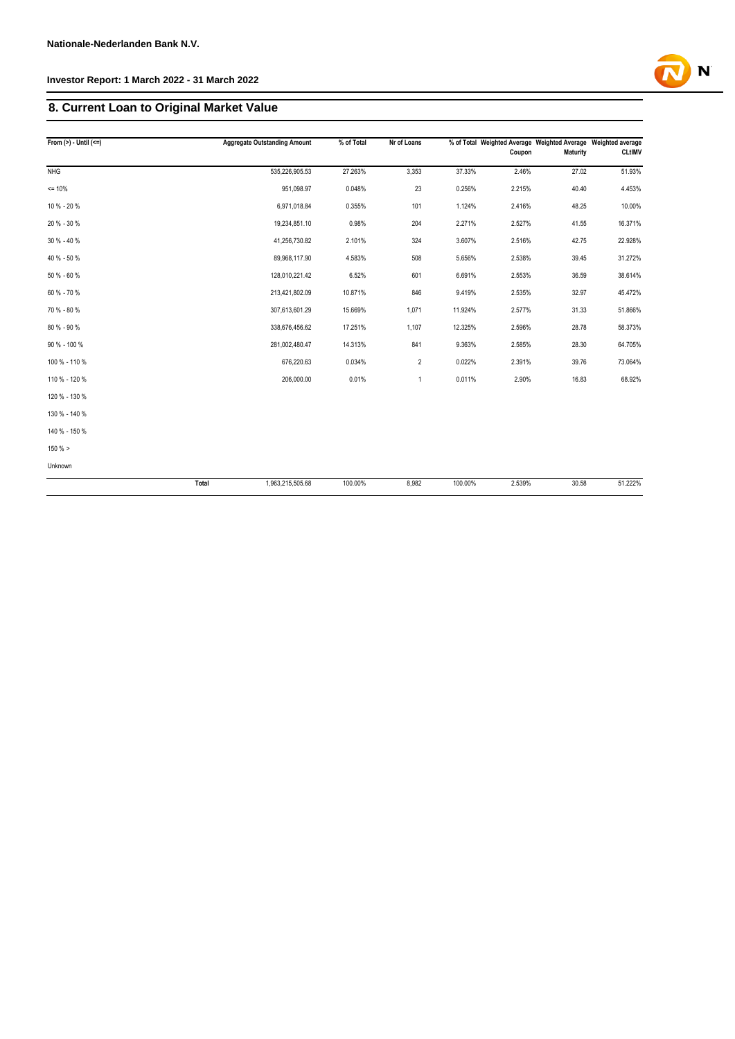## 8. Current Loan to Original Market Value

| From (>) - Until (<=) | Aggregate Outstanding Amount | % of Total | Nr of Loans | % of Total | Weighted Average Coupon | Weighted Average Maturity | Weighted average CLtIMV |
|---|---|---|---|---|---|---|---|
| NHG | 535,226,905.53 | 27.263% | 3,353 | 37.33% | 2.46% | 27.02 | 51.93% |
| <= 10% | 951,098.97 | 0.048% | 23 | 0.256% | 2.215% | 40.40 | 4.453% |
| 10 % - 20 % | 6,971,018.84 | 0.355% | 101 | 1.124% | 2.416% | 48.25 | 10.00% |
| 20 % - 30 % | 19,234,851.10 | 0.98% | 204 | 2.271% | 2.527% | 41.55 | 16.371% |
| 30 % - 40 % | 41,256,730.82 | 2.101% | 324 | 3.607% | 2.516% | 42.75 | 22.928% |
| 40 % - 50 % | 89,968,117.90 | 4.583% | 508 | 5.656% | 2.538% | 39.45 | 31.272% |
| 50 % - 60 % | 128,010,221.42 | 6.52% | 601 | 6.691% | 2.553% | 36.59 | 38.614% |
| 60 % - 70 % | 213,421,802.09 | 10.871% | 846 | 9.419% | 2.535% | 32.97 | 45.472% |
| 70 % - 80 % | 307,613,601.29 | 15.669% | 1,071 | 11.924% | 2.577% | 31.33 | 51.866% |
| 80 % - 90 % | 338,676,456.62 | 17.251% | 1,107 | 12.325% | 2.596% | 28.78 | 58.373% |
| 90 % - 100 % | 281,002,480.47 | 14.313% | 841 | 9.363% | 2.585% | 28.30 | 64.705% |
| 100 % - 110 % | 676,220.63 | 0.034% | 2 | 0.022% | 2.391% | 39.76 | 73.064% |
| 110 % - 120 % | 206,000.00 | 0.01% | 1 | 0.011% | 2.90% | 16.83 | 68.92% |
| 120 % - 130 % | | | | | | | |
| 130 % - 140 % | | | | | | | |
| 140 % - 150 % | | | | | | | |
| 150 % > | | | | | | | |
| Unknown | | | | | | | |
| Total | 1,963,215,505.68 | 100.00% | 8,982 | 100.00% | 2.539% | 30.58 | 51.222% |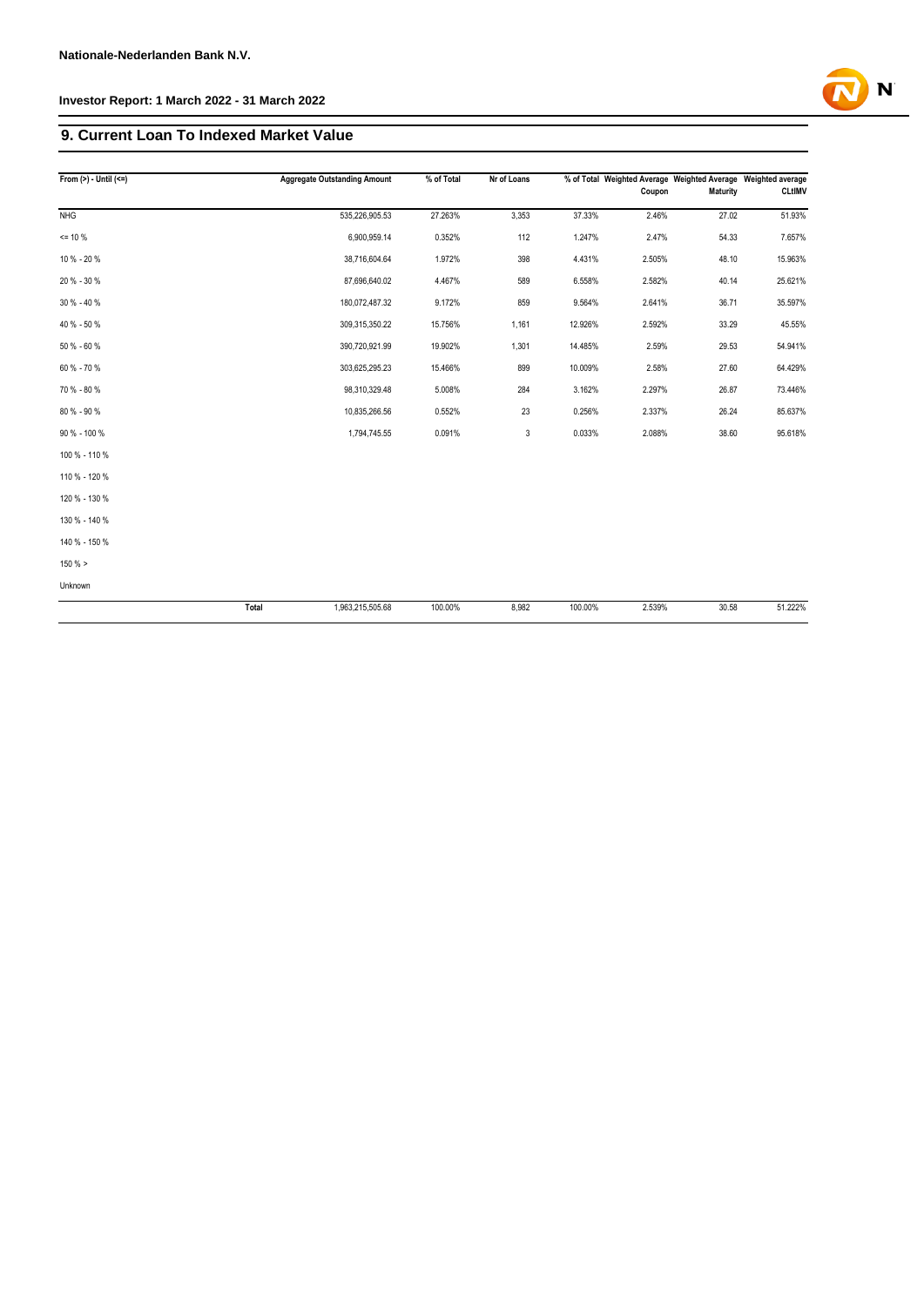## 9. Current Loan To Indexed Market Value

| From (>) - Until (<=) | Aggregate Outstanding Amount | % of Total | Nr of Loans | % of Total | Weighted Average Coupon | Weighted Average Maturity | Weighted average CLtIMV |
|---|---|---|---|---|---|---|---|
| NHG | 535,226,905.53 | 27.263% | 3,353 | 37.33% | 2.46% | 27.02 | 51.93% |
| <= 10 % | 6,900,959.14 | 0.352% | 112 | 1.247% | 2.47% | 54.33 | 7.657% |
| 10 % - 20 % | 38,716,604.64 | 1.972% | 398 | 4.431% | 2.505% | 48.10 | 15.963% |
| 20 % - 30 % | 87,696,640.02 | 4.467% | 589 | 6.558% | 2.582% | 40.14 | 25.621% |
| 30 % - 40 % | 180,072,487.32 | 9.172% | 859 | 9.564% | 2.641% | 36.71 | 35.597% |
| 40 % - 50 % | 309,315,350.22 | 15.756% | 1,161 | 12.926% | 2.592% | 33.29 | 45.55% |
| 50 % - 60 % | 390,720,921.99 | 19.902% | 1,301 | 14.485% | 2.59% | 29.53 | 54.941% |
| 60 % - 70 % | 303,625,295.23 | 15.466% | 899 | 10.009% | 2.58% | 27.60 | 64.429% |
| 70 % - 80 % | 98,310,329.48 | 5.008% | 284 | 3.162% | 2.297% | 26.87 | 73.446% |
| 80 % - 90 % | 10,835,266.56 | 0.552% | 23 | 0.256% | 2.337% | 26.24 | 85.637% |
| 90 % - 100 % | 1,794,745.55 | 0.091% | 3 | 0.033% | 2.088% | 38.60 | 95.618% |
| 100 % - 110 % | | | | | | | |
| 110 % - 120 % | | | | | | | |
| 120 % - 130 % | | | | | | | |
| 130 % - 140 % | | | | | | | |
| 140 % - 150 % | | | | | | | |
| 150 % > | | | | | | | |
| Unknown | | | | | | | |
| Total | 1,963,215,505.68 | 100.00% | 8,982 | 100.00% | 2.539% | 30.58 | 51.222% |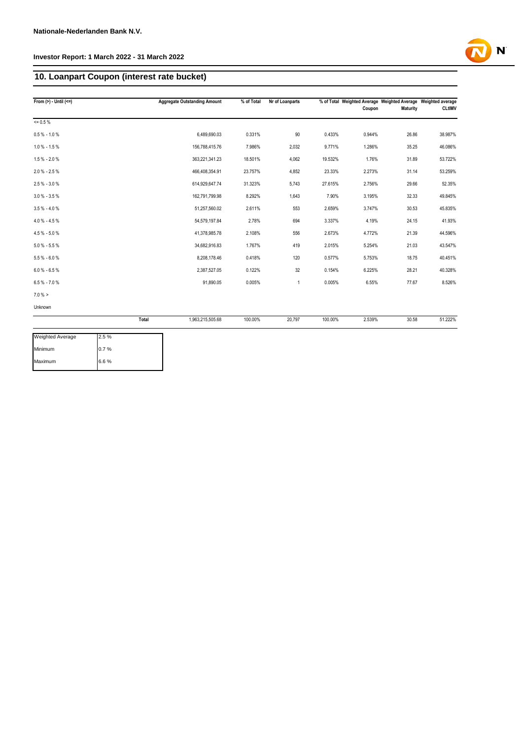## 10. Loanpart Coupon (interest rate bucket)

| From (>) - Until (<=) | | Aggregate Outstanding Amount | % of Total | Nr of Loanparts | % of Total | Weighted Average Coupon | Weighted Average Maturity | Weighted average CLtIMV |
|---|---|---|---|---|---|---|---|---|
| <= 0.5 % | | | | | | | | |
| 0.5 % - 1.0 % | | 6,489,690.03 | 0.331% | 90 | 0.433% | 0.944% | 26.86 | 38.987% |
| 1.0 % - 1.5 % | | 156,788,415.76 | 7.986% | 2,032 | 9.771% | 1.286% | 35.25 | 46.086% |
| 1.5 % - 2.0 % | | 363,221,341.23 | 18.501% | 4,062 | 19.532% | 1.76% | 31.89 | 53.722% |
| 2.0 % - 2.5 % | | 466,408,354.91 | 23.757% | 4,852 | 23.33% | 2.273% | 31.14 | 53.259% |
| 2.5 % - 3.0 % | | 614,929,647.74 | 31.323% | 5,743 | 27.615% | 2.756% | 29.66 | 52.35% |
| 3.0 % - 3.5 % | | 162,791,799.98 | 8.292% | 1,643 | 7.90% | 3.195% | 32.33 | 49.845% |
| 3.5 % - 4.0 % | | 51,257,560.02 | 2.611% | 553 | 2.659% | 3.747% | 30.53 | 45.835% |
| 4.0 % - 4.5 % | | 54,579,197.84 | 2.78% | 694 | 3.337% | 4.19% | 24.15 | 41.93% |
| 4.5 % - 5.0 % | | 41,378,985.78 | 2.108% | 556 | 2.673% | 4.772% | 21.39 | 44.596% |
| 5.0 % - 5.5 % | | 34,682,916.83 | 1.767% | 419 | 2.015% | 5.254% | 21.03 | 43.547% |
| 5.5 % - 6.0 % | | 8,208,178.46 | 0.418% | 120 | 0.577% | 5.753% | 18.75 | 40.451% |
| 6.0 % - 6.5 % | | 2,387,527.05 | 0.122% | 32 | 0.154% | 6.225% | 28.21 | 40.328% |
| 6.5 % - 7.0 % | | 91,890.05 | 0.005% | 1 | 0.005% | 6.55% | 77.67 | 8.526% |
| 7.0 % > | | | | | | | | |
| Unknown | | | | | | | | |
| | Total | 1,963,215,505.68 | 100.00% | 20,797 | 100.00% | 2.539% | 30.58 | 51.222% |

| | |
|---|---|
| Weighted Average | 2.5 % |
| Minimum | 0.7 % |
| Maximum | 6.6 % |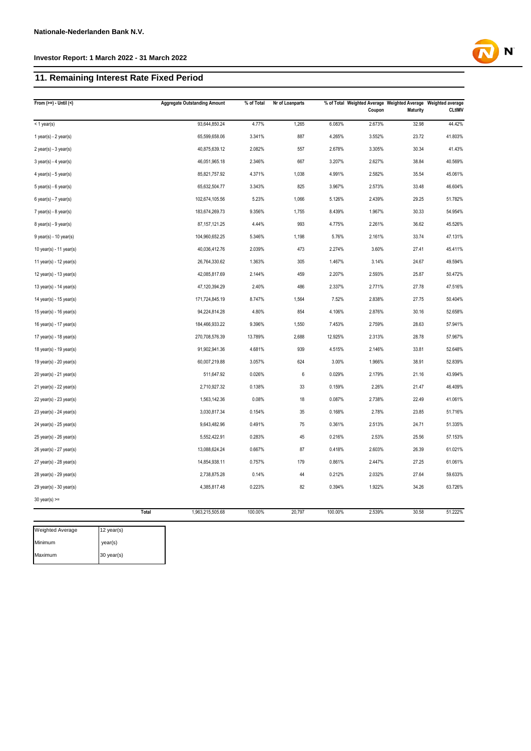**Nationale-Nederlanden Bank N.V.**

**Investor Report: 1 March 2022 - 31 March 2022**

## 11. Remaining Interest Rate Fixed Period

| From (>=) - Until (<) | Aggregate Outstanding Amount | % of Total | Nr of Loanparts | % of Total | Weighted Average Coupon | Weighted Average Maturity | Weighted average CLtIMV |
|---|---|---|---|---|---|---|---|
| < 1 year(s) | 93,644,850.24 | 4.77% | 1,265 | 6.083% | 2.673% | 32.98 | 44.42% |
| 1 year(s) - 2 year(s) | 65,599,658.06 | 3.341% | 887 | 4.265% | 3.552% | 23.72 | 41.803% |
| 2 year(s) - 3 year(s) | 40,875,639.12 | 2.082% | 557 | 2.678% | 3.305% | 30.34 | 41.43% |
| 3 year(s) - 4 year(s) | 46,051,965.18 | 2.346% | 667 | 3.207% | 2.627% | 38.84 | 40.569% |
| 4 year(s) - 5 year(s) | 85,821,757.92 | 4.371% | 1,038 | 4.991% | 2.582% | 35.54 | 45.061% |
| 5 year(s) - 6 year(s) | 65,632,504.77 | 3.343% | 825 | 3.967% | 2.573% | 33.48 | 46.604% |
| 6 year(s) - 7 year(s) | 102,674,105.56 | 5.23% | 1,066 | 5.126% | 2.439% | 29.25 | 51.782% |
| 7 year(s) - 8 year(s) | 183,674,269.73 | 9.356% | 1,755 | 8.439% | 1.967% | 30.33 | 54.954% |
| 8 year(s) - 9 year(s) | 87,157,121.25 | 4.44% | 993 | 4.775% | 2.261% | 36.62 | 45.526% |
| 9 year(s) - 10 year(s) | 104,960,652.25 | 5.346% | 1,198 | 5.76% | 2.161% | 33.74 | 47.131% |
| 10 year(s) - 11 year(s) | 40,036,412.76 | 2.039% | 473 | 2.274% | 3.60% | 27.41 | 45.411% |
| 11 year(s) - 12 year(s) | 26,764,330.62 | 1.363% | 305 | 1.467% | 3.14% | 24.67 | 49.594% |
| 12 year(s) - 13 year(s) | 42,085,817.69 | 2.144% | 459 | 2.207% | 2.593% | 25.87 | 50.472% |
| 13 year(s) - 14 year(s) | 47,120,394.29 | 2.40% | 486 | 2.337% | 2.771% | 27.78 | 47.516% |
| 14 year(s) - 15 year(s) | 171,724,845.19 | 8.747% | 1,564 | 7.52% | 2.838% | 27.75 | 50.404% |
| 15 year(s) - 16 year(s) | 94,224,814.28 | 4.80% | 854 | 4.106% | 2.876% | 30.16 | 52.658% |
| 16 year(s) - 17 year(s) | 184,466,933.22 | 9.396% | 1,550 | 7.453% | 2.759% | 28.63 | 57.941% |
| 17 year(s) - 18 year(s) | 270,708,576.39 | 13.789% | 2,688 | 12.925% | 2.313% | 28.78 | 57.967% |
| 18 year(s) - 19 year(s) | 91,902,941.36 | 4.681% | 939 | 4.515% | 2.146% | 33.81 | 52.648% |
| 19 year(s) - 20 year(s) | 60,007,219.88 | 3.057% | 624 | 3.00% | 1.966% | 38.91 | 52.839% |
| 20 year(s) - 21 year(s) | 511,647.92 | 0.026% | 6 | 0.029% | 2.179% | 21.16 | 43.994% |
| 21 year(s) - 22 year(s) | 2,710,927.32 | 0.138% | 33 | 0.159% | 2.26% | 21.47 | 46.409% |
| 22 year(s) - 23 year(s) | 1,563,142.36 | 0.08% | 18 | 0.087% | 2.738% | 22.49 | 41.061% |
| 23 year(s) - 24 year(s) | 3,030,817.34 | 0.154% | 35 | 0.168% | 2.78% | 23.85 | 51.716% |
| 24 year(s) - 25 year(s) | 9,643,482.96 | 0.491% | 75 | 0.361% | 2.513% | 24.71 | 51.335% |
| 25 year(s) - 26 year(s) | 5,552,422.91 | 0.283% | 45 | 0.216% | 2.53% | 25.56 | 57.153% |
| 26 year(s) - 27 year(s) | 13,088,624.24 | 0.667% | 87 | 0.418% | 2.603% | 26.39 | 61.021% |
| 27 year(s) - 28 year(s) | 14,854,938.11 | 0.757% | 179 | 0.861% | 2.447% | 27.25 | 61.061% |
| 28 year(s) - 29 year(s) | 2,738,875.28 | 0.14% | 44 | 0.212% | 2.032% | 27.64 | 59.633% |
| 29 year(s) - 30 year(s) | 4,385,817.48 | 0.223% | 82 | 0.394% | 1.922% | 34.26 | 63.726% |
| 30 year(s) >= | | | | | | | |
| Total | 1,963,215,505.68 | 100.00% | 20,797 | 100.00% | 2.539% | 30.58 | 51.222% |

| Weighted Average | 12 year(s) |
|---|---|
| Minimum | year(s) |
| Maximum | 30 year(s) |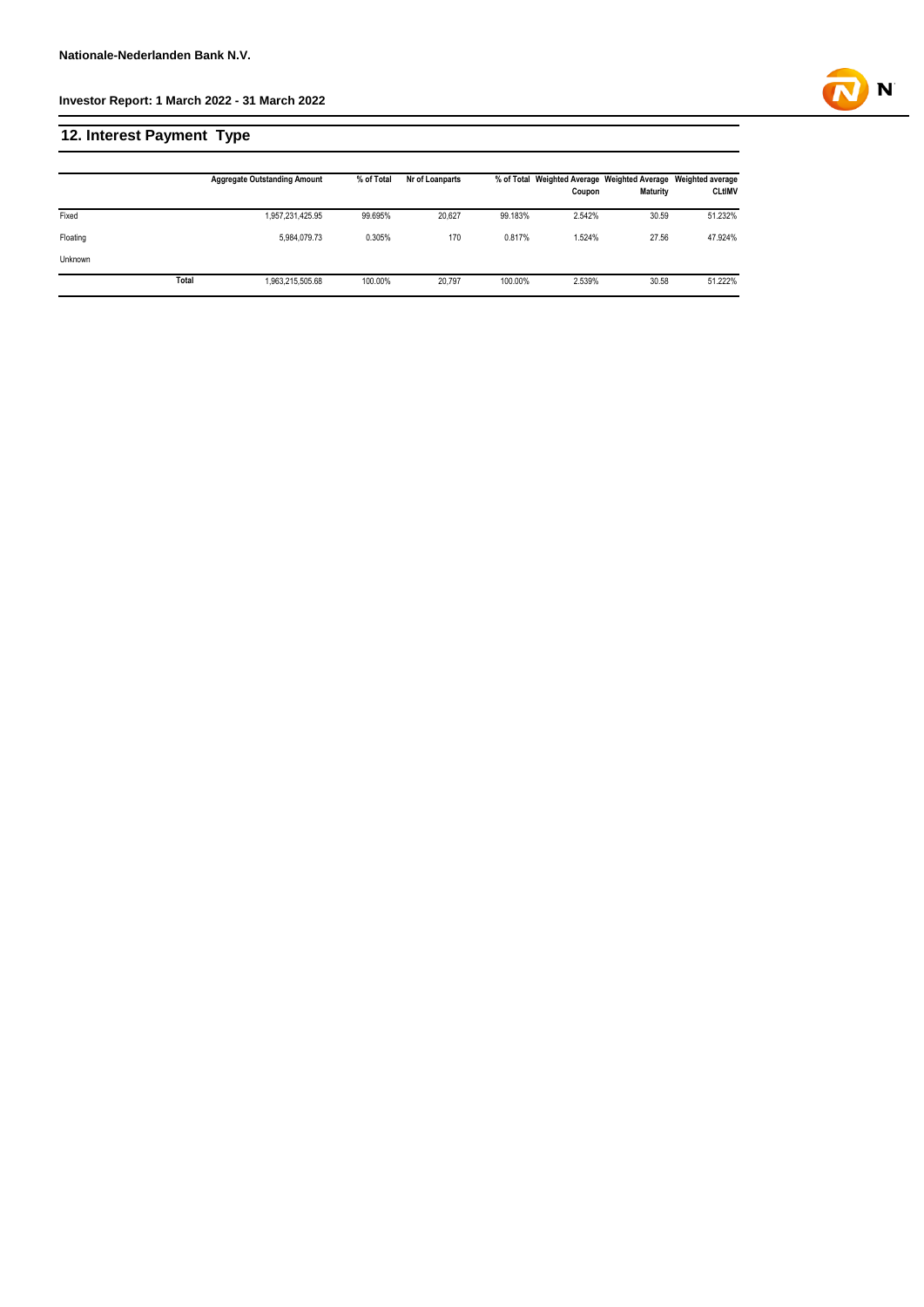## 12. Interest Payment Type

| | Aggregate Outstanding Amount | % of Total | Nr of Loanparts | % of Total | Weighted Average Coupon | Weighted Average Maturity | Weighted average CLtIMV |
|---|---|---|---|---|---|---|---|
| Fixed | 1,957,231,425.95 | 99.695% | 20,627 | 99.183% | 2.542% | 30.59 | 51.232% |
| Floating | 5,984,079.73 | 0.305% | 170 | 0.817% | 1.524% | 27.56 | 47.924% |
| Unknown | | | | | | | |
| **Total** | 1,963,215,505.68 | 100.00% | 20,797 | 100.00% | 2.539% | 30.58 | 51.222% |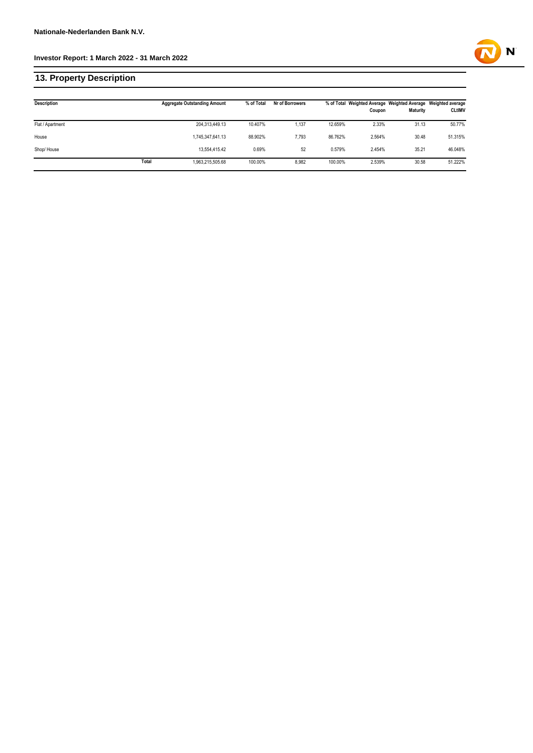## 13. Property Description

| Description | | Aggregate Outstanding Amount | % of Total | Nr of Borrowers | % of Total | Weighted Average Coupon | Weighted Average Maturity | Weighted average CLtIMV |
|---|---|---|---|---|---|---|---|---|
| Flat / Apartment | | 204,313,449.13 | 10.407% | 1,137 | 12.659% | 2.33% | 31.13 | 50.77% |
| House | | 1,745,347,641.13 | 88.902% | 7,793 | 86.762% | 2.564% | 30.48 | 51.315% |
| Shop/ House | | 13,554,415.42 | 0.69% | 52 | 0.579% | 2.454% | 35.21 | 46.048% |
| | **Total** | 1,963,215,505.68 | 100.00% | 8,982 | 100.00% | 2.539% | 30.58 | 51.222% |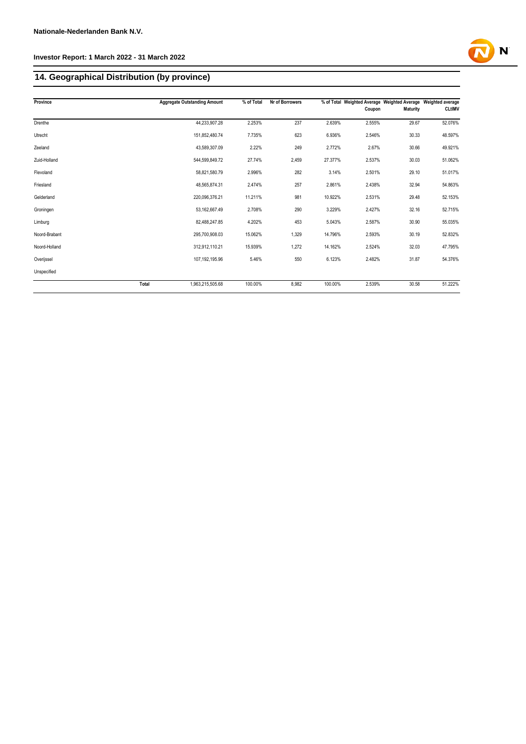## 14. Geographical Distribution (by province)

| Province | Aggregate Outstanding Amount | % of Total | Nr of Borrowers | % of Total | Weighted Average Coupon | Weighted Average Maturity | Weighted average CLtIMV |
|---|---|---|---|---|---|---|---|
| Drenthe | 44,233,907.28 | 2.253% | 237 | 2.639% | 2.555% | 29.67 | 52.076% |
| Utrecht | 151,852,480.74 | 7.735% | 623 | 6.936% | 2.546% | 30.33 | 48.597% |
| Zeeland | 43,589,307.09 | 2.22% | 249 | 2.772% | 2.67% | 30.66 | 49.921% |
| Zuid-Holland | 544,599,849.72 | 27.74% | 2,459 | 27.377% | 2.537% | 30.03 | 51.062% |
| Flevoland | 58,821,580.79 | 2.996% | 282 | 3.14% | 2.501% | 29.10 | 51.017% |
| Friesland | 48,565,874.31 | 2.474% | 257 | 2.861% | 2.438% | 32.94 | 54.863% |
| Gelderland | 220,096,376.21 | 11.211% | 981 | 10.922% | 2.531% | 29.48 | 52.153% |
| Groningen | 53,162,667.49 | 2.708% | 290 | 3.229% | 2.427% | 32.16 | 52.715% |
| Limburg | 82,488,247.85 | 4.202% | 453 | 5.043% | 2.587% | 30.90 | 55.035% |
| Noord-Brabant | 295,700,908.03 | 15.062% | 1,329 | 14.796% | 2.593% | 30.19 | 52.832% |
| Noord-Holland | 312,912,110.21 | 15.939% | 1,272 | 14.162% | 2.524% | 32.03 | 47.795% |
| Overijssel | 107,192,195.96 | 5.46% | 550 | 6.123% | 2.482% | 31.87 | 54.376% |
| Unspecified | | | | | | | |
| Total | 1,963,215,505.68 | 100.00% | 8,982 | 100.00% | 2.539% | 30.58 | 51.222% |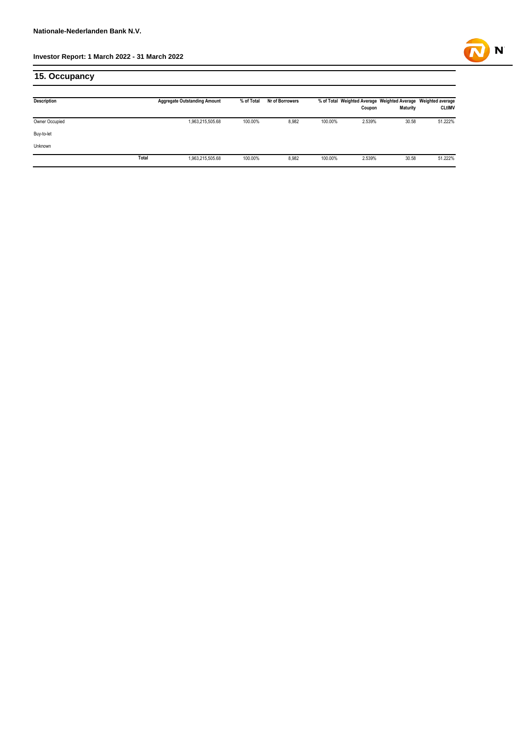## 15. Occupancy

| Description | | Aggregate Outstanding Amount | % of Total | Nr of Borrowers | % of Total | Weighted Average Coupon | Weighted Average Maturity | Weighted average CLtIMV |
|---|---|---|---|---|---|---|---|---|
| Owner Occupied | | 1,963,215,505.68 | 100.00% | 8,982 | 100.00% | 2.539% | 30.58 | 51.222% |
| Buy-to-let | | | | | | | | |
| Unknown | | | | | | | | |
| | Total | 1,963,215,505.68 | 100.00% | 8,982 | 100.00% | 2.539% | 30.58 | 51.222% |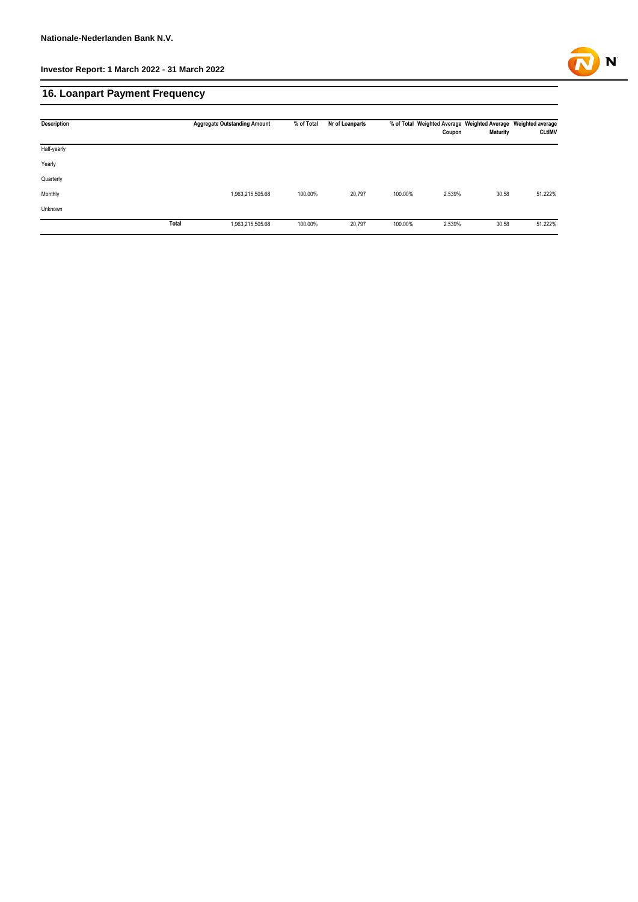Nationale-Nederlanden Bank N.V.

Investor Report: 1 March 2022 - 31 March 2022

## 16. Loanpart Payment Frequency

| Description | | Aggregate Outstanding Amount | % of Total | Nr of Loanparts | % of Total | Weighted Average Coupon | Weighted Average Maturity | Weighted average CLtIMV |
|---|---|---|---|---|---|---|---|---|
| Half-yearly | | | | | | | | |
| Yearly | | | | | | | | |
| Quarterly | | | | | | | | |
| Monthly | | 1,963,215,505.68 | 100.00% | 20,797 | 100.00% | 2.539% | 30.58 | 51.222% |
| Unknown | | | | | | | | |
| | **Total** | 1,963,215,505.68 | 100.00% | 20,797 | 100.00% | 2.539% | 30.58 | 51.222% |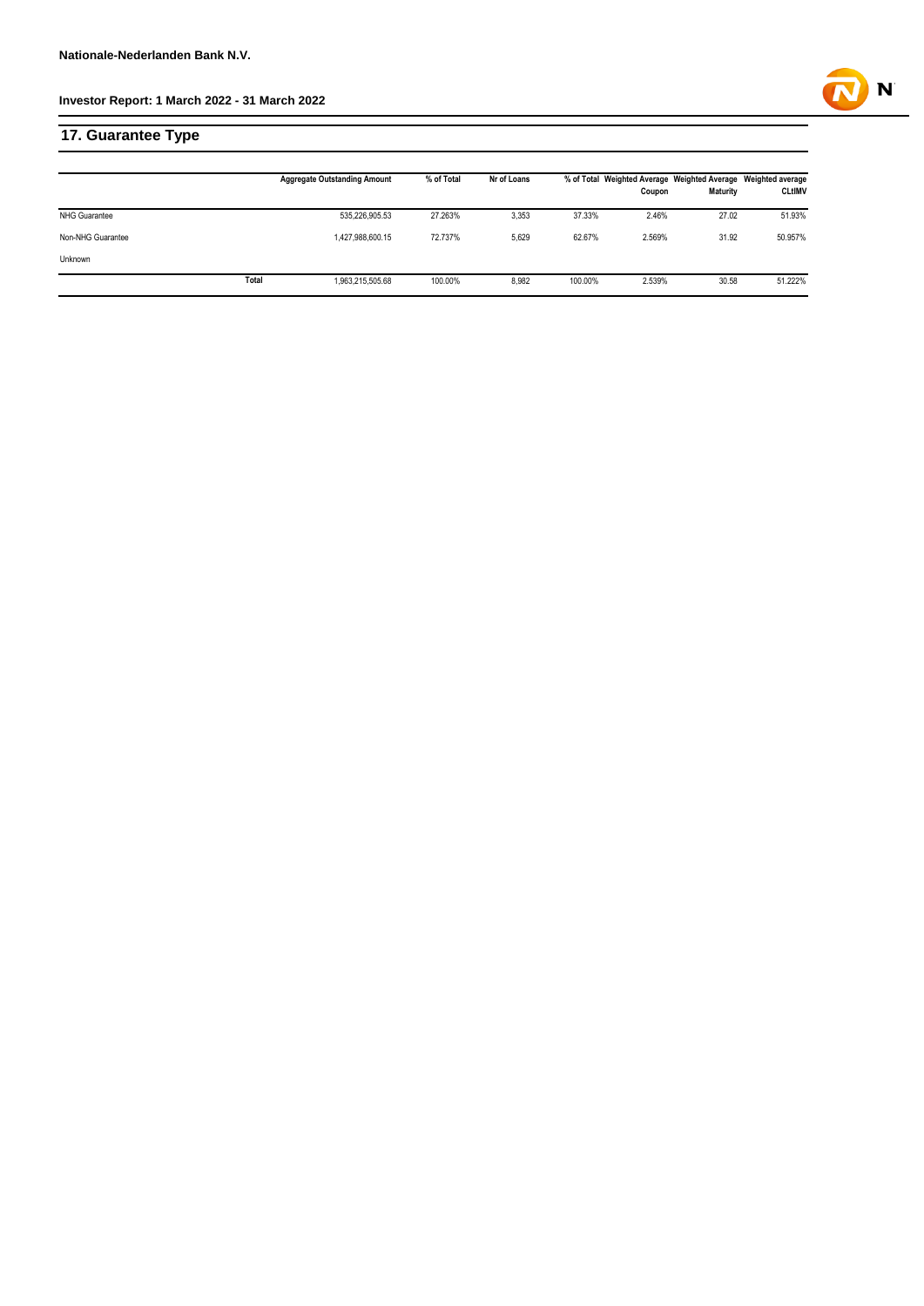## 17. Guarantee Type

| | Aggregate Outstanding Amount | % of Total | Nr of Loans | % of Total | Weighted Average Coupon | Weighted Average Maturity | Weighted average CLtIMV |
|---|---|---|---|---|---|---|---|
| NHG Guarantee | 535,226,905.53 | 27.263% | 3,353 | 37.33% | 2.46% | 27.02 | 51.93% |
| Non-NHG Guarantee | 1,427,988,600.15 | 72.737% | 5,629 | 62.67% | 2.569% | 31.92 | 50.957% |
| Unknown | | | | | | | |
| Total | 1,963,215,505.68 | 100.00% | 8,982 | 100.00% | 2.539% | 30.58 | 51.222% |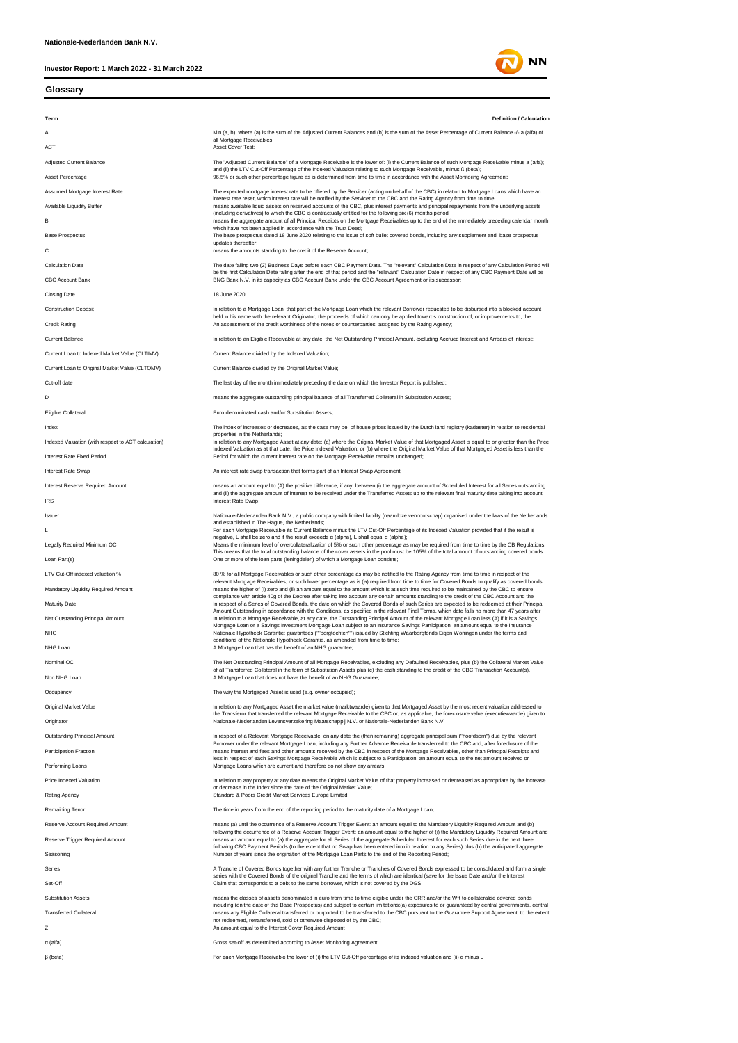## Glossary

| Term | Definition / Calculation |
| --- | --- |
| A | Min (a, b), where (a) is the sum of the Adjusted Current Balances and (b) is the sum of the Asset Percentage of Current Balance -/- a (alfa) of all Mortgage Receivables; |
| ACT | Asset Cover Test; |
| Adjusted Current Balance | The "Adjusted Current Balance" of a Mortgage Receivable is the lower of: (i) the Current Balance of such Mortgage Receivable minus a (alfa); and (ii) the LTV Cut-Off Percentage of the Indexed Valuation relating to such Mortgage Receivable, minus ß (bèta); |
| Asset Percentage | 96.5% or such other percentage figure as is determined from time to time in accordance with the Asset Monitoring Agreement; |
| Assumed Mortgage Interest Rate | The expected mortgage interest rate to be offered by the Servicer (acting on behalf of the CBC) in relation to Mortgage Loans which have an interest rate reset, which interest rate will be notified by the Servicer to the CBC and the Rating Agency from time to time; |
| Available Liquidity Buffer | means available liquid assets on reserved accounts of the CBC, plus interest payments and principal repayments from the underlying assets (including derivatives) to which the CBC is contractually entitled for the following six (6) months period |
| B | means the aggregate amount of all Principal Receipts on the Mortgage Receivables up to the end of the immediately preceding calendar month which have not been applied in accordance with the Trust Deed; |
| Base Prospectus | The base prospectus dated 18 June 2020 relating to the issue of soft bullet covered bonds, including any supplement and base prospectus updates thereafter; |
| C | means the amounts standing to the credit of the Reserve Account; |
| Calculation Date | The date falling two (2) Business Days before each CBC Payment Date. The "relevant" Calculation Date in respect of any Calculation Period will be the first Calculation Date falling after the end of that period and the "relevant" Calculation Date in respect of any CBC Payment Date will be |
| CBC Account Bank | BNG Bank N.V. in its capacity as CBC Account Bank under the CBC Account Agreement or its successor; |
| Closing Date | 18 June 2020 |
| Construction Deposit | In relation to a Mortgage Loan, that part of the Mortgage Loan which the relevant Borrower requested to be disbursed into a blocked account held in his name with the relevant Originator, the proceeds of which can only be applied towards construction of, or improvements to, the |
| Credit Rating | An assessment of the credit worthiness of the notes or counterparties, assigned by the Rating Agency; |
| Current Balance | In relation to an Eligible Receivable at any date, the Net Outstanding Principal Amount, excluding Accrued Interest and Arrears of Interest; |
| Current Loan to Indexed Market Value (CLTIMV) | Current Balance divided by the Indexed Valuation; |
| Current Loan to Original Market Value (CLTOMV) | Current Balance divided by the Original Market Value; |
| Cut-off date | The last day of the month immediately preceding the date on which the Investor Report is published; |
| D | means the aggregate outstanding principal balance of all Transferred Collateral in Substitution Assets; |
| Eligible Collateral | Euro denominated cash and/or Substitution Assets; |
| Index | The index of increases or decreases, as the case may be, of house prices issued by the Dutch land registry (kadaster) in relation to residential properties in the Netherlands; |
| Indexed Valuation (with respect to ACT calculation) | In relation to any Mortgaged Asset at any date: (a) where the Original Market Value of that Mortgaged Asset is equal to or greater than the Price Indexed Valuation as at that date, the Price Indexed Valuation; or (b) where the Original Market Value of that Mortgaged Asset is less than the |
| Interest Rate Fixed Period | Period for which the current interest rate on the Mortgage Receivable remains unchanged; |
| Interest Rate Swap | An interest rate swap transaction that forms part of an Interest Swap Agreement. |
| Interest Reserve Required Amount | means an amount equal to (A) the positive difference, if any, between (i) the aggregate amount of Scheduled Interest for all Series outstanding and (ii) the aggregate amount of interest to be received under the Transferred Assets up to the relevant final maturity date taking into account |
| IRS | Interest Rate Swap; |
| Issuer | Nationale-Nederlanden Bank N.V., a public company with limited liability (naamloze vennootschap) organised under the laws of the Netherlands and established in The Hague, the Netherlands; |
| L | For each Mortgage Receivable its Current Balance minus the LTV Cut-Off Percentage of its Indexed Valuation provided that if the result is negative, L shall be zero and if the result exceeds α (alpha), L shall equal α (alpha); |
| Legally Required Minimum OC | Means the minimum level of overcollateralization of 5% or such other percentage as may be required from time to time by the CB Regulations. This means that the total outstanding balance of the cover assets in the pool must be 105% of the total amount of outstanding covered bonds |
| Loan Part(s) | One or more of the loan parts (leningdelen) of which a Mortgage Loan consists; |
| LTV Cut-Off indexed valuation % | 80 % for all Mortgage Receivables or such other percentage as may be notified to the Rating Agency from time to time in respect of the relevant Mortgage Receivables, or such lower percentage as is (a) required from time to time for Covered Bonds to qualify as covered bonds |
| Mandatory Liquidity Required Amount | means the higher of (i) zero and (ii) an amount equal to the amount which is at such time required to be maintained by the CBC to ensure compliance with article 40g of the Decree after taking into account any certain amounts standing to the credit of the CBC Account and the |
| Maturity Date | In respect of a Series of Covered Bonds, the date on which the Covered Bonds of such Series are expected to be redeemed at their Principal Amount Outstanding in accordance with the Conditions, as specified in the relevant Final Terms, which date falls no more than 47 years after |
| Net Outstanding Principal Amount | In relation to a Mortgage Receivable, at any date, the Outstanding Principal Amount of the relevant Mortgage Loan less (A) if it is a Savings Mortgage Loan or a Savings Investment Mortgage Loan subject to an Insurance Savings Participation, an amount equal to the Insurance |
| NHG | Nationale Hypotheek Garantie: guarantees (""borgtochten"") issued by Stichting Waarborgfonds Eigen Woningen under the terms and conditions of the Nationale Hypotheek Garantie, as amended from time to time; |
| NHG Loan | A Mortgage Loan that has the benefit of an NHG guarantee; |
| Nominal OC | The Net Outstanding Principal Amount of all Mortgage Receivables, excluding any Defaulted Receivables, plus (b) the Collateral Market Value of all Transferred Collateral in the form of Substitution Assets plus (c) the cash standing to the credit of the CBC Transaction Account(s), |
| Non NHG Loan | A Mortgage Loan that does not have the benefit of an NHG Guarantee; |
| Occupancy | The way the Mortgaged Asset is used (e.g. owner occupied); |
| Original Market Value | In relation to any Mortgaged Asset the market value (marktwaarde) given to that Mortgaged Asset by the most recent valuation addressed to the Transferor that transferred the relevant Mortgage Receivable to the CBC or, as applicable, the foreclosure value (executiewaarde) given to |
| Originator | Nationale-Nederlanden Levensverzekering Maatschappij N.V. or Nationale-Nederlanden Bank N.V. |
| Outstanding Principal Amount | In respect of a Relevant Mortgage Receivable, on any date the (then remaining) aggregate principal sum ("hoofdsom") due by the relevant Borrower under the relevant Mortgage Loan, including any Further Advance Receivable transferred to the CBC and, after foreclosure of the |
| Participation Fraction | means interest and fees and other amounts received by the CBC in respect of the Mortgage Receivables, other than Principal Receipts and less in respect of each Savings Mortgage Receivable which is subject to a Participation, an amount equal to the net amount received or |
| Performing Loans | Mortgage Loans which are current and therefore do not show any arrears; |
| Price Indexed Valuation | In relation to any property at any date means the Original Market Value of that property increased or decreased as appropriate by the increase or decrease in the Index since the date of the Original Market Value; |
| Rating Agency | Standard & Poors Credit Market Services Europe Limited; |
| Remaining Tenor | The time in years from the end of the reporting period to the maturity date of a Mortgage Loan; |
| Reserve Account Required Amount | means (a) until the occurrence of a Reserve Account Trigger Event: an amount equal to the Mandatory Liquidity Required Amount and (b) following the occurrence of a Reserve Account Trigger Event: an amount equal to the higher of (i) the Mandatory Liquidity Required Amount and |
| Reserve Trigger Required Amount | means an amount equal to (a) the aggregate for all Series of the aggregate Scheduled Interest for each such Series due in the next three following CBC Payment Periods (to the extent that no Swap has been entered into in relation to any Series) plus (b) the anticipated aggregate |
| Seasoning | Number of years since the origination of the Mortgage Loan Parts to the end of the Reporting Period; |
| Series | A Tranche of Covered Bonds together with any further Tranche or Tranches of Covered Bonds expressed to be consolidated and form a single series with the Covered Bonds of the original Tranche and the terms of which are identical (save for the Issue Date and/or the Interest |
| Set-Off | Claim that corresponds to a debt to the same borrower, which is not covered by the DGS; |
| Substitution Assets | means the classes of assets denominated in euro from time to time eligible under the CRR and/or the Wft to collateralise covered bonds including (on the date of this Base Prospectus) and subject to certain limitations:(a) exposures to or guaranteed by central governments, central |
| Transferred Collateral | means any Eligible Collateral transferred or purported to be transferred to the CBC pursuant to the Guarantee Support Agreement, to the extent not redeemed, retransferred, sold or otherwise disposed of by the CBC; |
| Z | An amount equal to the Interest Cover Required Amount |
| α (alfa) | Gross set-off as determined according to Asset Monitoring Agreement; |
| β (beta) | For each Mortgage Receivable the lower of (i) the LTV Cut-Off percentage of its indexed valuation and (ii) α minus L |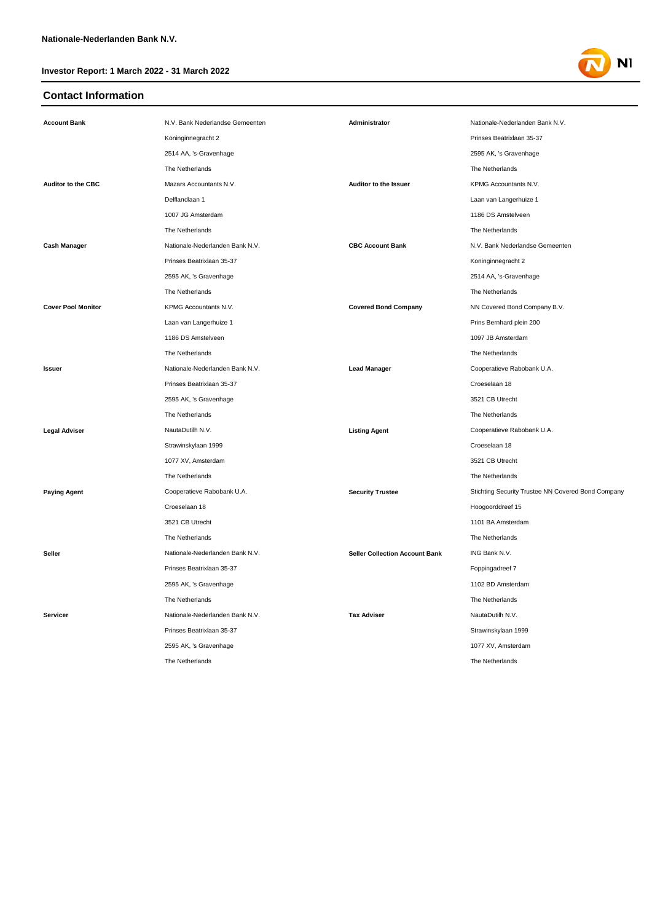**Nationale-Nederlanden Bank N.V.**

**Investor Report: 1 March 2022 - 31 March 2022**

## Contact Information

| | | | |
|---|---|---|---|
| **Account Bank** | N.V. Bank Nederlandse Gemeenten | **Administrator** | Nationale-Nederlanden Bank N.V. |
| | Koninginnegracht 2 | | Prinses Beatrixlaan 35-37 |
| | 2514 AA, 's-Gravenhage | | 2595 AK, 's Gravenhage |
| | The Netherlands | | The Netherlands |
| **Auditor to the CBC** | Mazars Accountants N.V. | **Auditor to the Issuer** | KPMG Accountants N.V. |
| | Delflandlaan 1 | | Laan van Langerhuize 1 |
| | 1007 JG Amsterdam | | 1186 DS Amstelveen |
| | The Netherlands | | The Netherlands |
| **Cash Manager** | Nationale-Nederlanden Bank N.V. | **CBC Account Bank** | N.V. Bank Nederlandse Gemeenten |
| | Prinses Beatrixlaan 35-37 | | Koninginnegracht 2 |
| | 2595 AK, 's Gravenhage | | 2514 AA, 's-Gravenhage |
| | The Netherlands | | The Netherlands |
| **Cover Pool Monitor** | KPMG Accountants N.V. | **Covered Bond Company** | NN Covered Bond Company B.V. |
| | Laan van Langerhuize 1 | | Prins Bernhard plein 200 |
| | 1186 DS Amstelveen | | 1097 JB Amsterdam |
| | The Netherlands | | The Netherlands |
| **Issuer** | Nationale-Nederlanden Bank N.V. | **Lead Manager** | Cooperatieve Rabobank U.A. |
| | Prinses Beatrixlaan 35-37 | | Croeselaan 18 |
| | 2595 AK, 's Gravenhage | | 3521 CB Utrecht |
| | The Netherlands | | The Netherlands |
| **Legal Adviser** | NautaDutilh N.V. | **Listing Agent** | Cooperatieve Rabobank U.A. |
| | Strawinskylaan 1999 | | Croeselaan 18 |
| | 1077 XV, Amsterdam | | 3521 CB Utrecht |
| | The Netherlands | | The Netherlands |
| **Paying Agent** | Cooperatieve Rabobank U.A. | **Security Trustee** | Stichting Security Trustee NN Covered Bond Company |
| | Croeselaan 18 | | Hoogoorddreef 15 |
| | 3521 CB Utrecht | | 1101 BA Amsterdam |
| | The Netherlands | | The Netherlands |
| **Seller** | Nationale-Nederlanden Bank N.V. | **Seller Collection Account Bank** | ING Bank N.V. |
| | Prinses Beatrixlaan 35-37 | | Foppingadreef 7 |
| | 2595 AK, 's Gravenhage | | 1102 BD Amsterdam |
| | The Netherlands | | The Netherlands |
| **Servicer** | Nationale-Nederlanden Bank N.V. | **Tax Adviser** | NautaDutilh N.V. |
| | Prinses Beatrixlaan 35-37 | | Strawinskylaan 1999 |
| | 2595 AK, 's Gravenhage | | 1077 XV, Amsterdam |
| | The Netherlands | | The Netherlands |